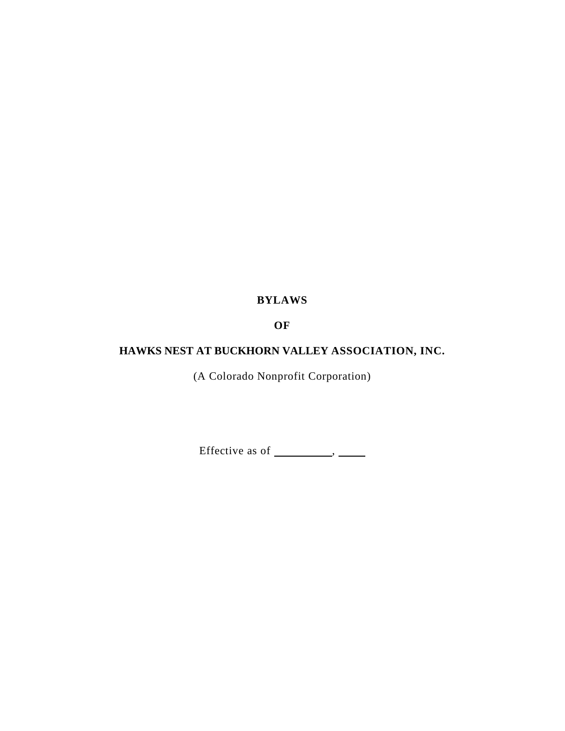**BYLAWS**

**OF**

**HAWKS NEST AT BUCKHORN VALLEY ASSOCIATION, INC.**

(A Colorado Nonprofit Corporation)

Effective as of \_\_\_\_\_\_\_\_\_\_, \_\_\_\_\_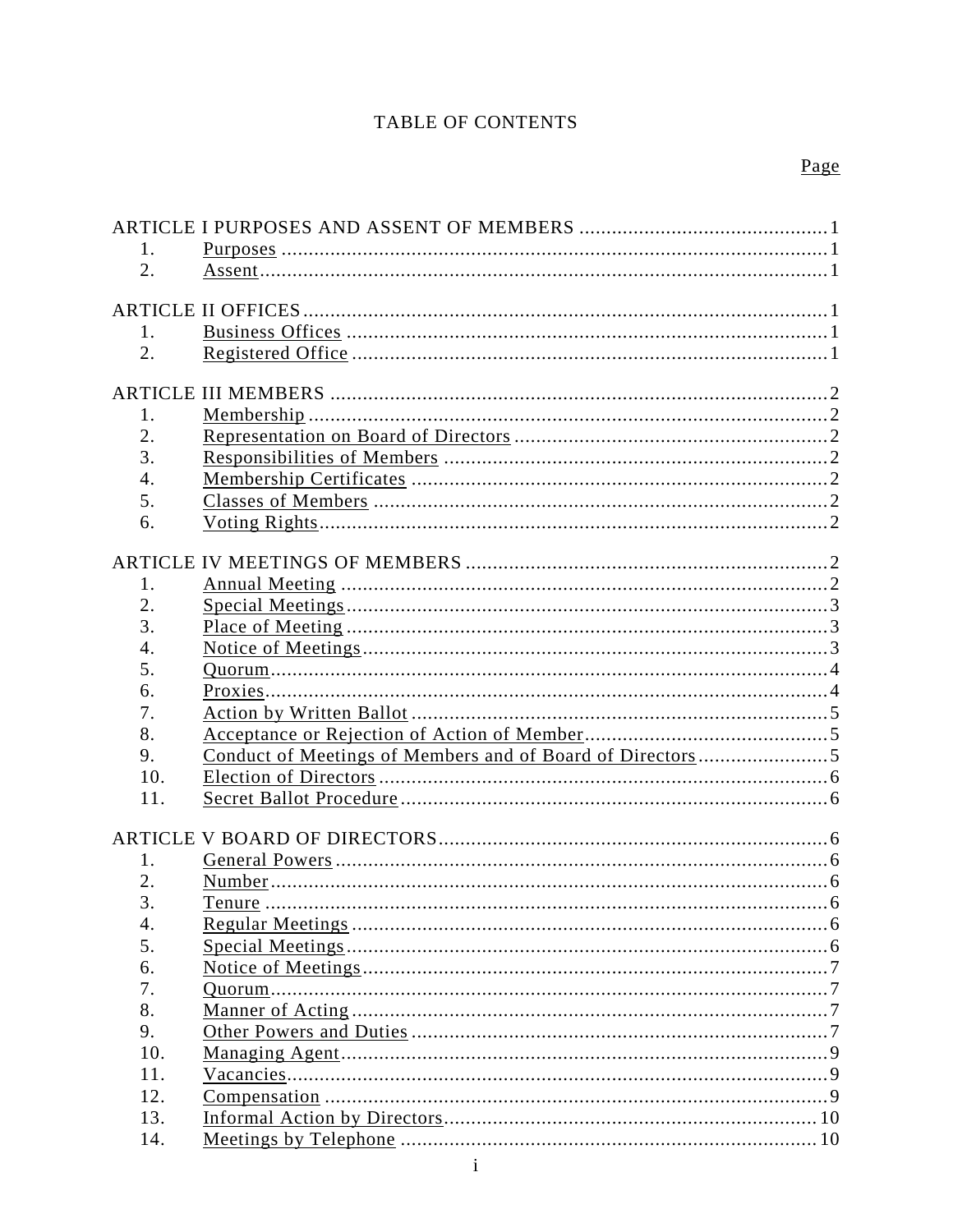# TABLE OF CONTENTS

| | | Page |
|---|---|---|
| ARTICLE I PURPOSES AND ASSENT OF MEMBERS | | 1 |
| 1. | Purposes | 1 |
| 2. | Assent | 1 |
| ARTICLE II OFFICES | | 1 |
| 1. | Business Offices | 1 |
| 2. | Registered Office | 1 |
| ARTICLE III MEMBERS | | 2 |
| 1. | Membership | 2 |
| 2. | Representation on Board of Directors | 2 |
| 3. | Responsibilities of Members | 2 |
| 4. | Membership Certificates | 2 |
| 5. | Classes of Members | 2 |
| 6. | Voting Rights | 2 |
| ARTICLE IV MEETINGS OF MEMBERS | | 2 |
| 1. | Annual Meeting | 2 |
| 2. | Special Meetings | 3 |
| 3. | Place of Meeting | 3 |
| 4. | Notice of Meetings | 3 |
| 5. | Quorum | 4 |
| 6. | Proxies | 4 |
| 7. | Action by Written Ballot | 5 |
| 8. | Acceptance or Rejection of Action of Member | 5 |
| 9. | Conduct of Meetings of Members and of Board of Directors | 5 |
| 10. | Election of Directors | 6 |
| 11. | Secret Ballot Procedure | 6 |
| ARTICLE V BOARD OF DIRECTORS | | 6 |
| 1. | General Powers | 6 |
| 2. | Number | 6 |
| 3. | Tenure | 6 |
| 4. | Regular Meetings | 6 |
| 5. | Special Meetings | 6 |
| 6. | Notice of Meetings | 7 |
| 7. | Quorum | 7 |
| 8. | Manner of Acting | 7 |
| 9. | Other Powers and Duties | 7 |
| 10. | Managing Agent | 9 |
| 11. | Vacancies | 9 |
| 12. | Compensation | 9 |
| 13. | Informal Action by Directors | 10 |
| 14. | Meetings by Telephone | 10 |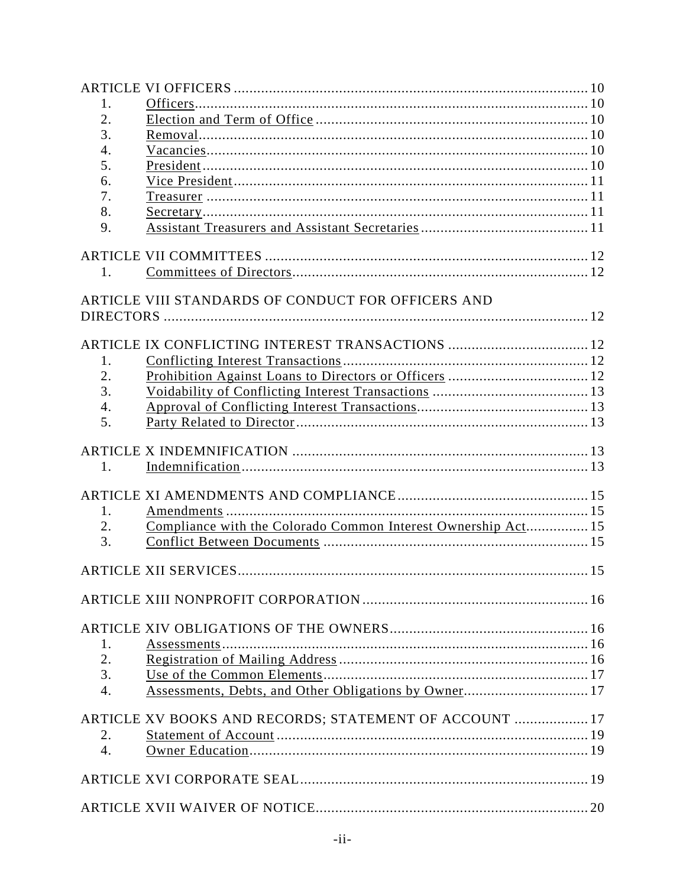ARTICLE VI OFFICERS ........................................................................................... 10

1. Officers ................................................................................................... 10
2. Election and Term of Office ..................................................................... 10
3. Removal .................................................................................................. 10
4. Vacancies ................................................................................................ 10
5. President ................................................................................................. 10
6. Vice President .......................................................................................... 11
7. Treasurer ................................................................................................. 11
8. Secretary .................................................................................................. 11
9. Assistant Treasurers and Assistant Secretaries ........................................... 11

ARTICLE VII COMMITTEES .................................................................................. 12

1. Committees of Directors ............................................................................ 12

ARTICLE VIII STANDARDS OF CONDUCT FOR OFFICERS AND DIRECTORS ............................................................................................................... 12

ARTICLE IX CONFLICTING INTEREST TRANSACTIONS .................................... 12

1. Conflicting Interest Transactions ............................................................... 12
2. Prohibition Against Loans to Directors or Officers .................................... 12
3. Voidability of Conflicting Interest Transactions ........................................ 13
4. Approval of Conflicting Interest Transactions ............................................ 13
5. Party Related to Director ........................................................................... 13

ARTICLE X INDEMNIFICATION ............................................................................ 13

1. Indemnification ......................................................................................... 13

ARTICLE XI AMENDMENTS AND COMPLIANCE ................................................. 15

1. Amendments ............................................................................................. 15
2. Compliance with the Colorado Common Interest Ownership Act ................ 15
3. Conflict Between Documents .................................................................... 15

ARTICLE XII SERVICES ......................................................................................... 15

ARTICLE XIII NONPROFIT CORPORATION .......................................................... 16

ARTICLE XIV OBLIGATIONS OF THE OWNERS .................................................. 16

1. Assessments .............................................................................................. 16
2. Registration of Mailing Address ................................................................ 16
3. Use of the Common Elements .................................................................... 17
4. Assessments, Debts, and Other Obligations by Owner ................................ 17

ARTICLE XV BOOKS AND RECORDS; STATEMENT OF ACCOUNT ................... 17

2. Statement of Account ................................................................................ 19
4. Owner Education ....................................................................................... 19

ARTICLE XVI CORPORATE SEAL .......................................................................... 19

ARTICLE XVII WAIVER OF NOTICE ...................................................................... 20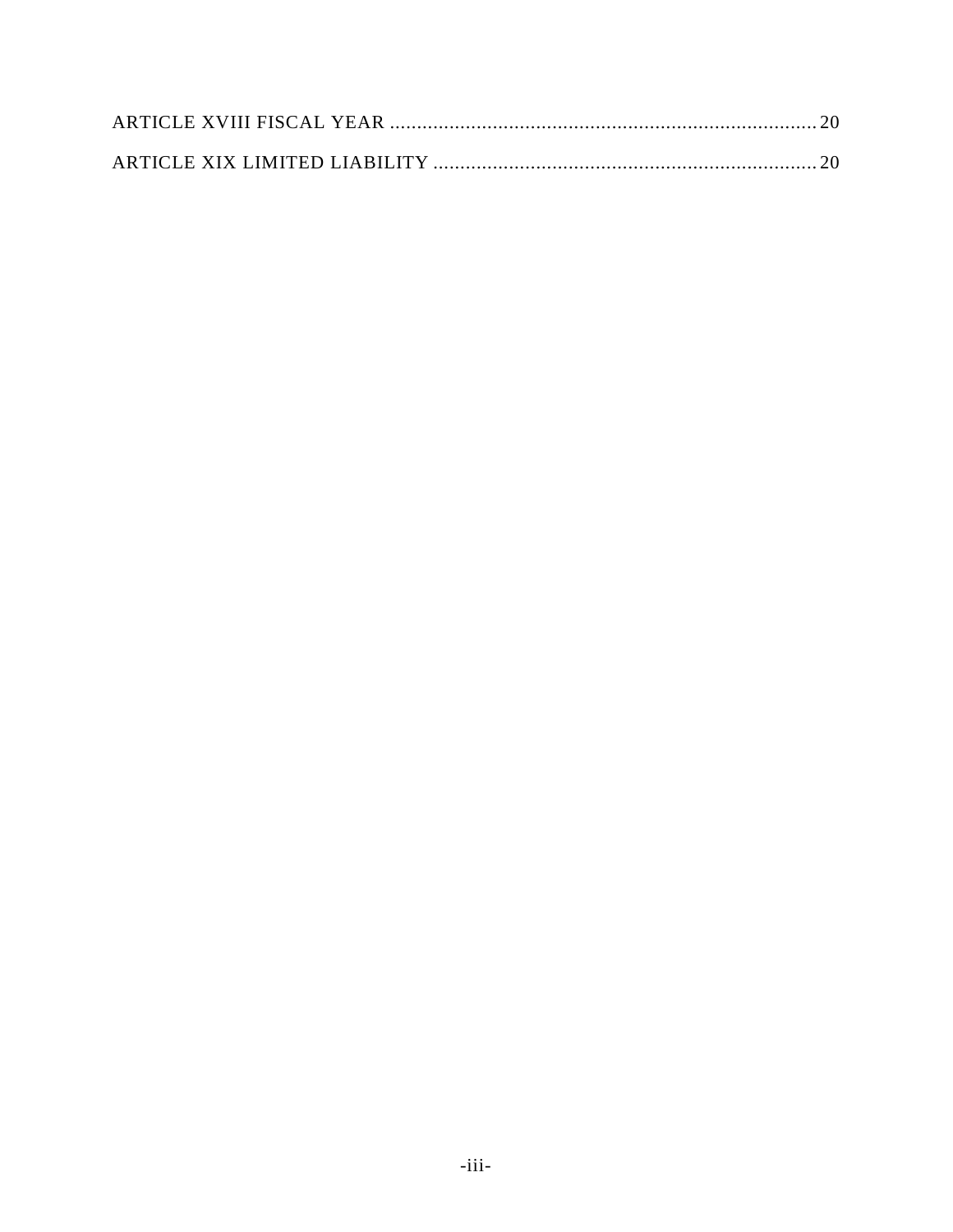ARTICLE XVIII FISCAL YEAR ............................................................................... 20

ARTICLE XIX LIMITED LIABILITY ....................................................................... 20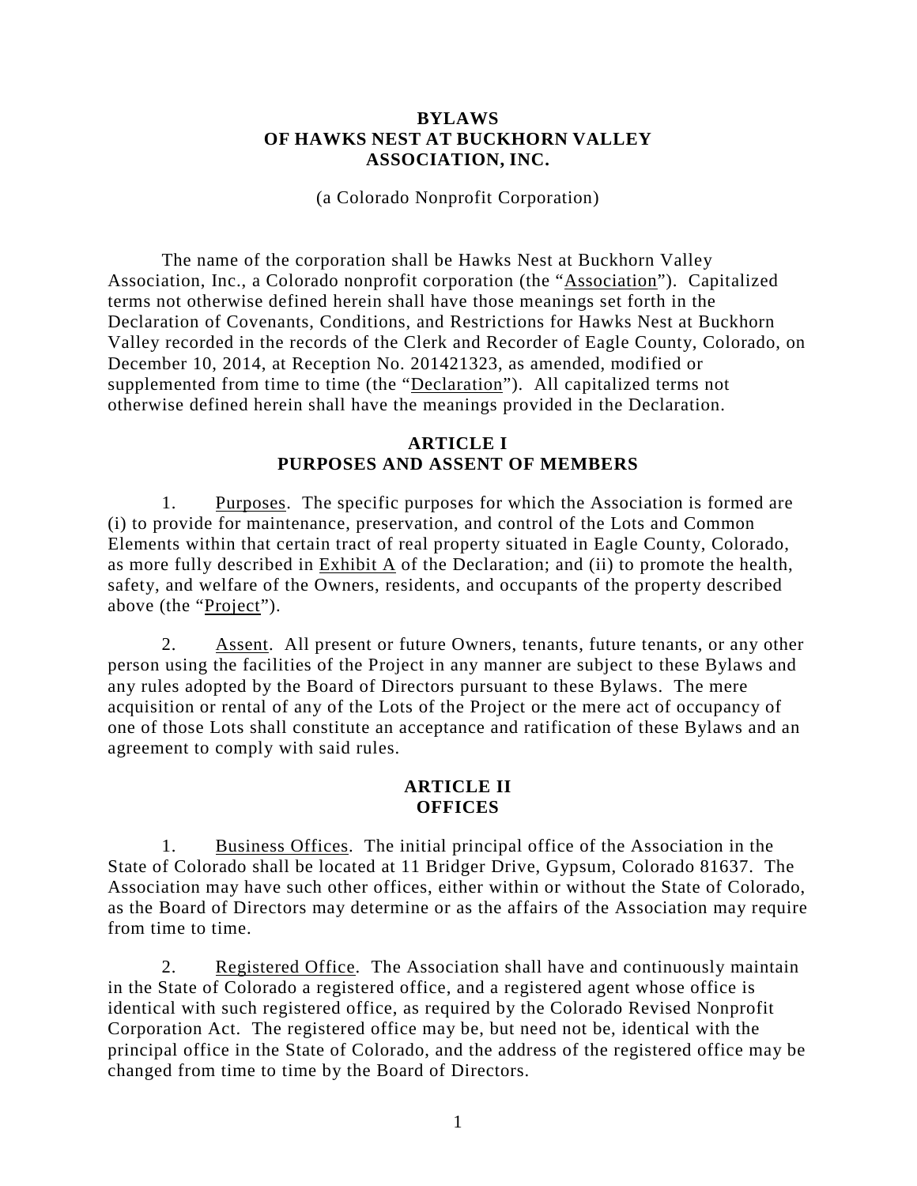# BYLAWS OF HAWKS NEST AT BUCKHORN VALLEY ASSOCIATION, INC.

(a Colorado Nonprofit Corporation)

The name of the corporation shall be Hawks Nest at Buckhorn Valley Association, Inc., a Colorado nonprofit corporation (the "Association"). Capitalized terms not otherwise defined herein shall have those meanings set forth in the Declaration of Covenants, Conditions, and Restrictions for Hawks Nest at Buckhorn Valley recorded in the records of the Clerk and Recorder of Eagle County, Colorado, on December 10, 2014, at Reception No. 201421323, as amended, modified or supplemented from time to time (the "Declaration"). All capitalized terms not otherwise defined herein shall have the meanings provided in the Declaration.

## ARTICLE I
## PURPOSES AND ASSENT OF MEMBERS

1. Purposes. The specific purposes for which the Association is formed are (i) to provide for maintenance, preservation, and control of the Lots and Common Elements within that certain tract of real property situated in Eagle County, Colorado, as more fully described in Exhibit A of the Declaration; and (ii) to promote the health, safety, and welfare of the Owners, residents, and occupants of the property described above (the "Project").

2. Assent. All present or future Owners, tenants, future tenants, or any other person using the facilities of the Project in any manner are subject to these Bylaws and any rules adopted by the Board of Directors pursuant to these Bylaws. The mere acquisition or rental of any of the Lots of the Project or the mere act of occupancy of one of those Lots shall constitute an acceptance and ratification of these Bylaws and an agreement to comply with said rules.

## ARTICLE II
## OFFICES

1. Business Offices. The initial principal office of the Association in the State of Colorado shall be located at 11 Bridger Drive, Gypsum, Colorado 81637. The Association may have such other offices, either within or without the State of Colorado, as the Board of Directors may determine or as the affairs of the Association may require from time to time.

2. Registered Office. The Association shall have and continuously maintain in the State of Colorado a registered office, and a registered agent whose office is identical with such registered office, as required by the Colorado Revised Nonprofit Corporation Act. The registered office may be, but need not be, identical with the principal office in the State of Colorado, and the address of the registered office may be changed from time to time by the Board of Directors.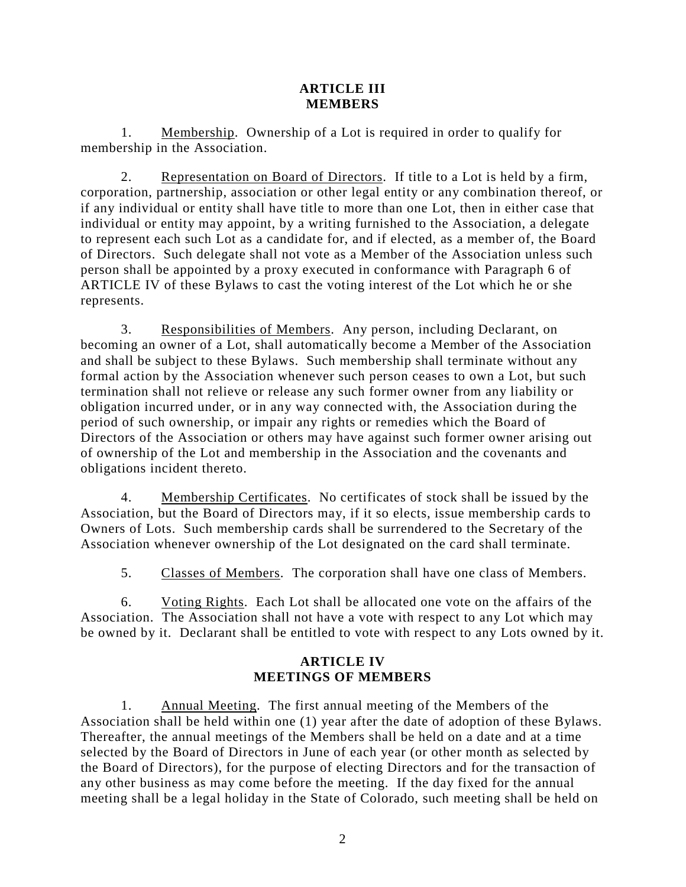## ARTICLE III
## MEMBERS

1. Membership. Ownership of a Lot is required in order to qualify for membership in the Association.

2. Representation on Board of Directors. If title to a Lot is held by a firm, corporation, partnership, association or other legal entity or any combination thereof, or if any individual or entity shall have title to more than one Lot, then in either case that individual or entity may appoint, by a writing furnished to the Association, a delegate to represent each such Lot as a candidate for, and if elected, as a member of, the Board of Directors. Such delegate shall not vote as a Member of the Association unless such person shall be appointed by a proxy executed in conformance with Paragraph 6 of ARTICLE IV of these Bylaws to cast the voting interest of the Lot which he or she represents.

3. Responsibilities of Members. Any person, including Declarant, on becoming an owner of a Lot, shall automatically become a Member of the Association and shall be subject to these Bylaws. Such membership shall terminate without any formal action by the Association whenever such person ceases to own a Lot, but such termination shall not relieve or release any such former owner from any liability or obligation incurred under, or in any way connected with, the Association during the period of such ownership, or impair any rights or remedies which the Board of Directors of the Association or others may have against such former owner arising out of ownership of the Lot and membership in the Association and the covenants and obligations incident thereto.

4. Membership Certificates. No certificates of stock shall be issued by the Association, but the Board of Directors may, if it so elects, issue membership cards to Owners of Lots. Such membership cards shall be surrendered to the Secretary of the Association whenever ownership of the Lot designated on the card shall terminate.

5. Classes of Members. The corporation shall have one class of Members.

6. Voting Rights. Each Lot shall be allocated one vote on the affairs of the Association. The Association shall not have a vote with respect to any Lot which may be owned by it. Declarant shall be entitled to vote with respect to any Lots owned by it.

## ARTICLE IV
## MEETINGS OF MEMBERS

1. Annual Meeting. The first annual meeting of the Members of the Association shall be held within one (1) year after the date of adoption of these Bylaws. Thereafter, the annual meetings of the Members shall be held on a date and at a time selected by the Board of Directors in June of each year (or other month as selected by the Board of Directors), for the purpose of electing Directors and for the transaction of any other business as may come before the meeting. If the day fixed for the annual meeting shall be a legal holiday in the State of Colorado, such meeting shall be held on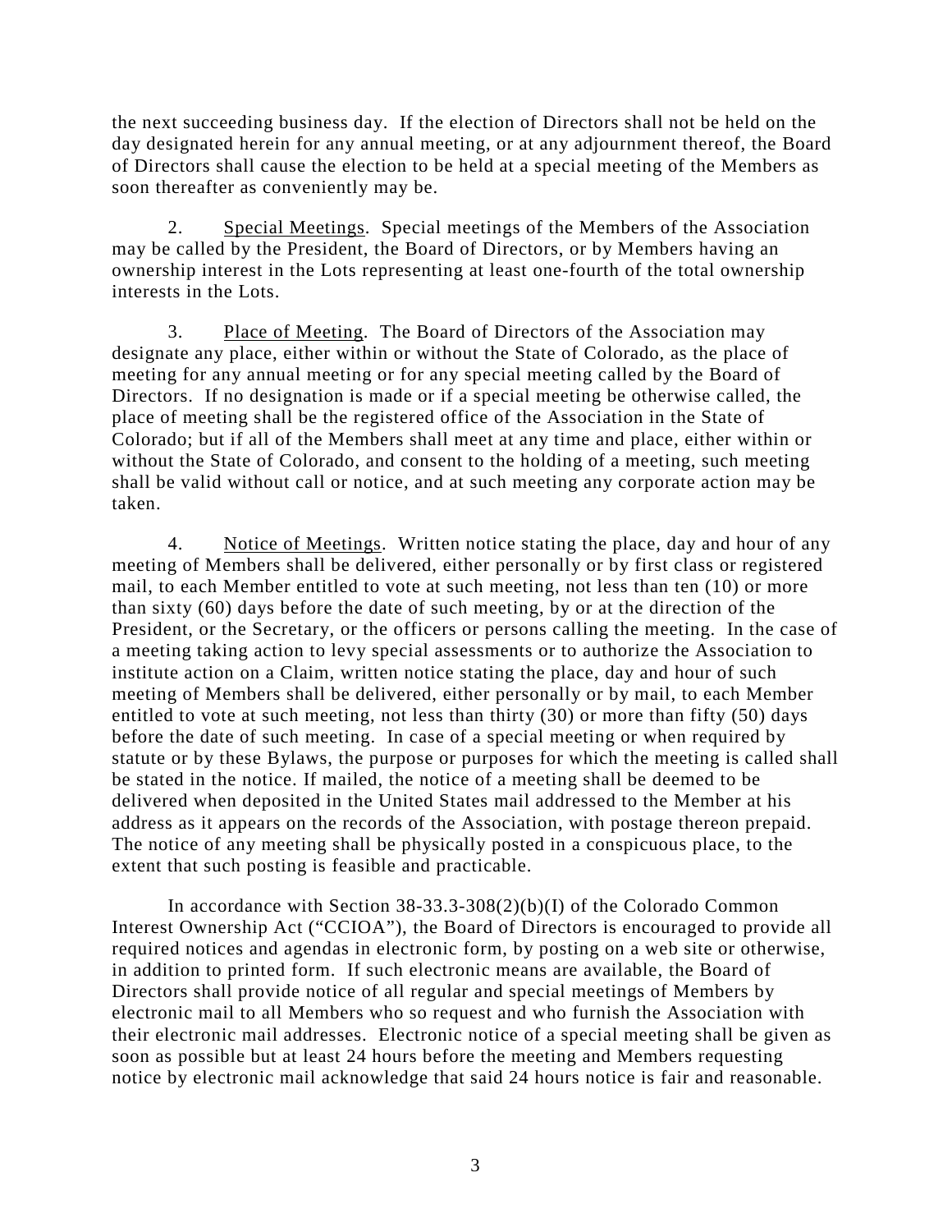the next succeeding business day. If the election of Directors shall not be held on the day designated herein for any annual meeting, or at any adjournment thereof, the Board of Directors shall cause the election to be held at a special meeting of the Members as soon thereafter as conveniently may be.

2. Special Meetings. Special meetings of the Members of the Association may be called by the President, the Board of Directors, or by Members having an ownership interest in the Lots representing at least one-fourth of the total ownership interests in the Lots.

3. Place of Meeting. The Board of Directors of the Association may designate any place, either within or without the State of Colorado, as the place of meeting for any annual meeting or for any special meeting called by the Board of Directors. If no designation is made or if a special meeting be otherwise called, the place of meeting shall be the registered office of the Association in the State of Colorado; but if all of the Members shall meet at any time and place, either within or without the State of Colorado, and consent to the holding of a meeting, such meeting shall be valid without call or notice, and at such meeting any corporate action may be taken.

4. Notice of Meetings. Written notice stating the place, day and hour of any meeting of Members shall be delivered, either personally or by first class or registered mail, to each Member entitled to vote at such meeting, not less than ten (10) or more than sixty (60) days before the date of such meeting, by or at the direction of the President, or the Secretary, or the officers or persons calling the meeting. In the case of a meeting taking action to levy special assessments or to authorize the Association to institute action on a Claim, written notice stating the place, day and hour of such meeting of Members shall be delivered, either personally or by mail, to each Member entitled to vote at such meeting, not less than thirty (30) or more than fifty (50) days before the date of such meeting. In case of a special meeting or when required by statute or by these Bylaws, the purpose or purposes for which the meeting is called shall be stated in the notice. If mailed, the notice of a meeting shall be deemed to be delivered when deposited in the United States mail addressed to the Member at his address as it appears on the records of the Association, with postage thereon prepaid. The notice of any meeting shall be physically posted in a conspicuous place, to the extent that such posting is feasible and practicable.

In accordance with Section 38-33.3-308(2)(b)(I) of the Colorado Common Interest Ownership Act ("CCIOA"), the Board of Directors is encouraged to provide all required notices and agendas in electronic form, by posting on a web site or otherwise, in addition to printed form. If such electronic means are available, the Board of Directors shall provide notice of all regular and special meetings of Members by electronic mail to all Members who so request and who furnish the Association with their electronic mail addresses. Electronic notice of a special meeting shall be given as soon as possible but at least 24 hours before the meeting and Members requesting notice by electronic mail acknowledge that said 24 hours notice is fair and reasonable.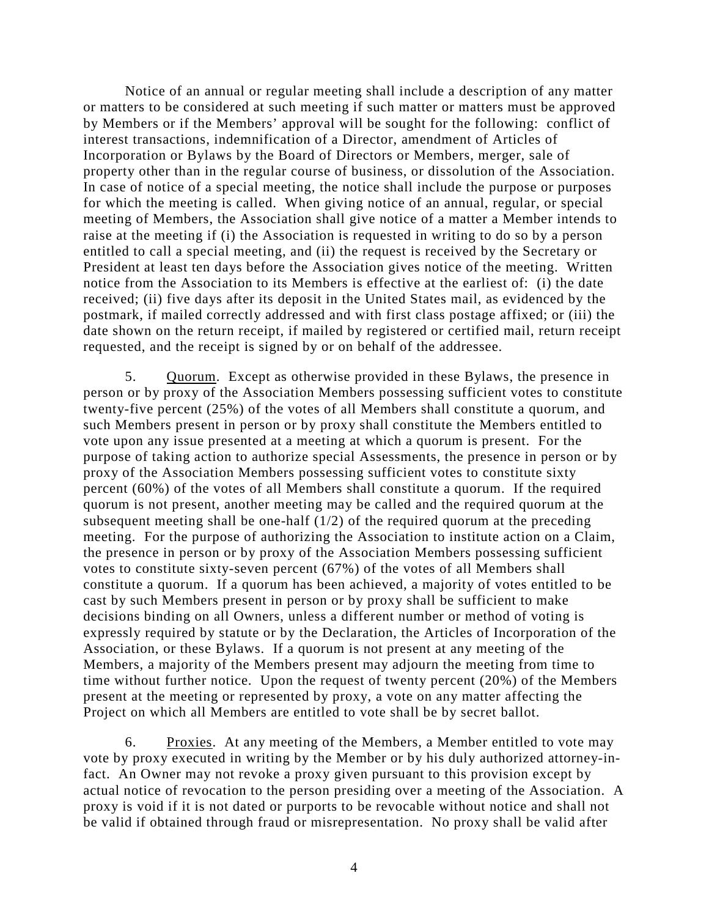Notice of an annual or regular meeting shall include a description of any matter or matters to be considered at such meeting if such matter or matters must be approved by Members or if the Members' approval will be sought for the following: conflict of interest transactions, indemnification of a Director, amendment of Articles of Incorporation or Bylaws by the Board of Directors or Members, merger, sale of property other than in the regular course of business, or dissolution of the Association. In case of notice of a special meeting, the notice shall include the purpose or purposes for which the meeting is called. When giving notice of an annual, regular, or special meeting of Members, the Association shall give notice of a matter a Member intends to raise at the meeting if (i) the Association is requested in writing to do so by a person entitled to call a special meeting, and (ii) the request is received by the Secretary or President at least ten days before the Association gives notice of the meeting. Written notice from the Association to its Members is effective at the earliest of: (i) the date received; (ii) five days after its deposit in the United States mail, as evidenced by the postmark, if mailed correctly addressed and with first class postage affixed; or (iii) the date shown on the return receipt, if mailed by registered or certified mail, return receipt requested, and the receipt is signed by or on behalf of the addressee.

5. Quorum. Except as otherwise provided in these Bylaws, the presence in person or by proxy of the Association Members possessing sufficient votes to constitute twenty-five percent (25%) of the votes of all Members shall constitute a quorum, and such Members present in person or by proxy shall constitute the Members entitled to vote upon any issue presented at a meeting at which a quorum is present. For the purpose of taking action to authorize special Assessments, the presence in person or by proxy of the Association Members possessing sufficient votes to constitute sixty percent (60%) of the votes of all Members shall constitute a quorum. If the required quorum is not present, another meeting may be called and the required quorum at the subsequent meeting shall be one-half (1/2) of the required quorum at the preceding meeting. For the purpose of authorizing the Association to institute action on a Claim, the presence in person or by proxy of the Association Members possessing sufficient votes to constitute sixty-seven percent (67%) of the votes of all Members shall constitute a quorum. If a quorum has been achieved, a majority of votes entitled to be cast by such Members present in person or by proxy shall be sufficient to make decisions binding on all Owners, unless a different number or method of voting is expressly required by statute or by the Declaration, the Articles of Incorporation of the Association, or these Bylaws. If a quorum is not present at any meeting of the Members, a majority of the Members present may adjourn the meeting from time to time without further notice. Upon the request of twenty percent (20%) of the Members present at the meeting or represented by proxy, a vote on any matter affecting the Project on which all Members are entitled to vote shall be by secret ballot.

6. Proxies. At any meeting of the Members, a Member entitled to vote may vote by proxy executed in writing by the Member or by his duly authorized attorney-in-fact. An Owner may not revoke a proxy given pursuant to this provision except by actual notice of revocation to the person presiding over a meeting of the Association. A proxy is void if it is not dated or purports to be revocable without notice and shall not be valid if obtained through fraud or misrepresentation. No proxy shall be valid after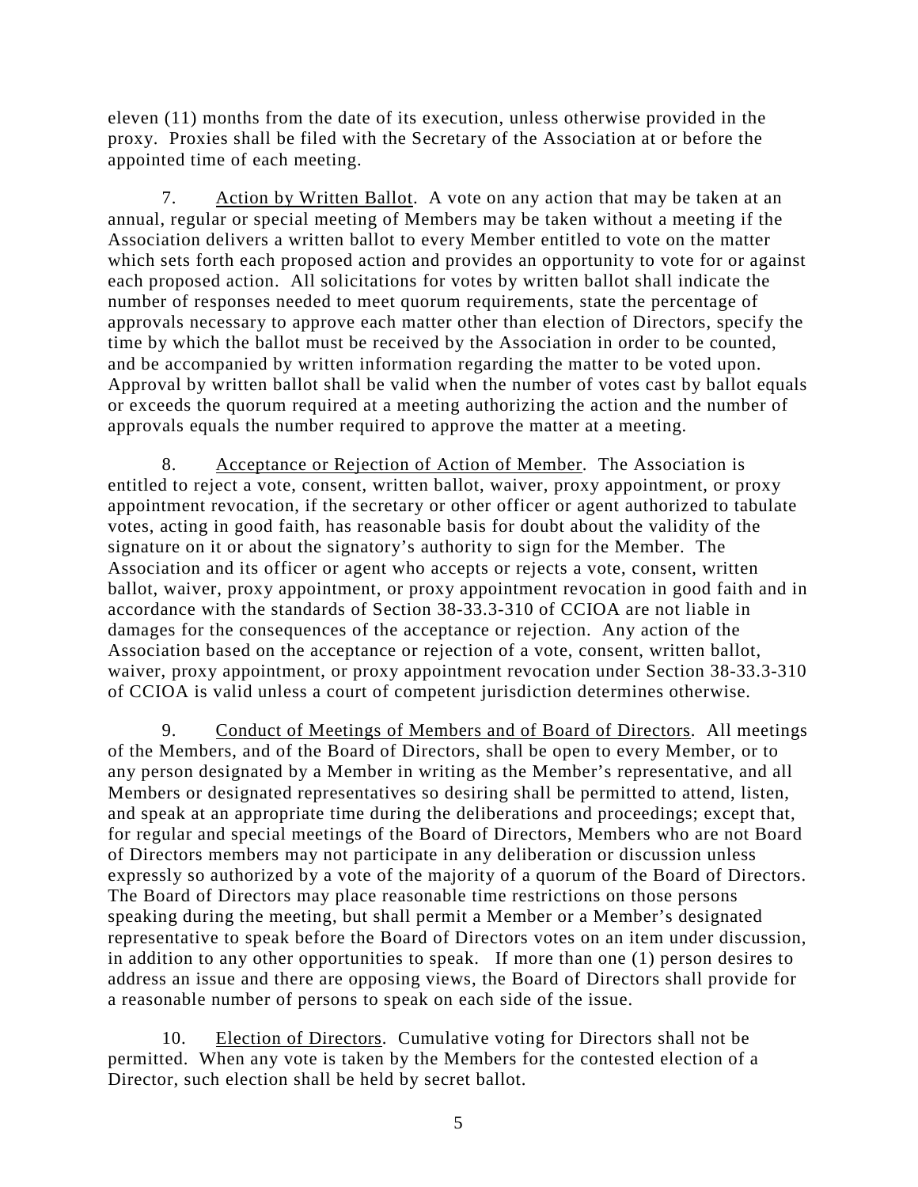eleven (11) months from the date of its execution, unless otherwise provided in the proxy. Proxies shall be filed with the Secretary of the Association at or before the appointed time of each meeting.

7. Action by Written Ballot. A vote on any action that may be taken at an annual, regular or special meeting of Members may be taken without a meeting if the Association delivers a written ballot to every Member entitled to vote on the matter which sets forth each proposed action and provides an opportunity to vote for or against each proposed action. All solicitations for votes by written ballot shall indicate the number of responses needed to meet quorum requirements, state the percentage of approvals necessary to approve each matter other than election of Directors, specify the time by which the ballot must be received by the Association in order to be counted, and be accompanied by written information regarding the matter to be voted upon. Approval by written ballot shall be valid when the number of votes cast by ballot equals or exceeds the quorum required at a meeting authorizing the action and the number of approvals equals the number required to approve the matter at a meeting.

8. Acceptance or Rejection of Action of Member. The Association is entitled to reject a vote, consent, written ballot, waiver, proxy appointment, or proxy appointment revocation, if the secretary or other officer or agent authorized to tabulate votes, acting in good faith, has reasonable basis for doubt about the validity of the signature on it or about the signatory's authority to sign for the Member. The Association and its officer or agent who accepts or rejects a vote, consent, written ballot, waiver, proxy appointment, or proxy appointment revocation in good faith and in accordance with the standards of Section 38-33.3-310 of CCIOA are not liable in damages for the consequences of the acceptance or rejection. Any action of the Association based on the acceptance or rejection of a vote, consent, written ballot, waiver, proxy appointment, or proxy appointment revocation under Section 38-33.3-310 of CCIOA is valid unless a court of competent jurisdiction determines otherwise.

9. Conduct of Meetings of Members and of Board of Directors. All meetings of the Members, and of the Board of Directors, shall be open to every Member, or to any person designated by a Member in writing as the Member's representative, and all Members or designated representatives so desiring shall be permitted to attend, listen, and speak at an appropriate time during the deliberations and proceedings; except that, for regular and special meetings of the Board of Directors, Members who are not Board of Directors members may not participate in any deliberation or discussion unless expressly so authorized by a vote of the majority of a quorum of the Board of Directors. The Board of Directors may place reasonable time restrictions on those persons speaking during the meeting, but shall permit a Member or a Member's designated representative to speak before the Board of Directors votes on an item under discussion, in addition to any other opportunities to speak. If more than one (1) person desires to address an issue and there are opposing views, the Board of Directors shall provide for a reasonable number of persons to speak on each side of the issue.

10. Election of Directors. Cumulative voting for Directors shall not be permitted. When any vote is taken by the Members for the contested election of a Director, such election shall be held by secret ballot.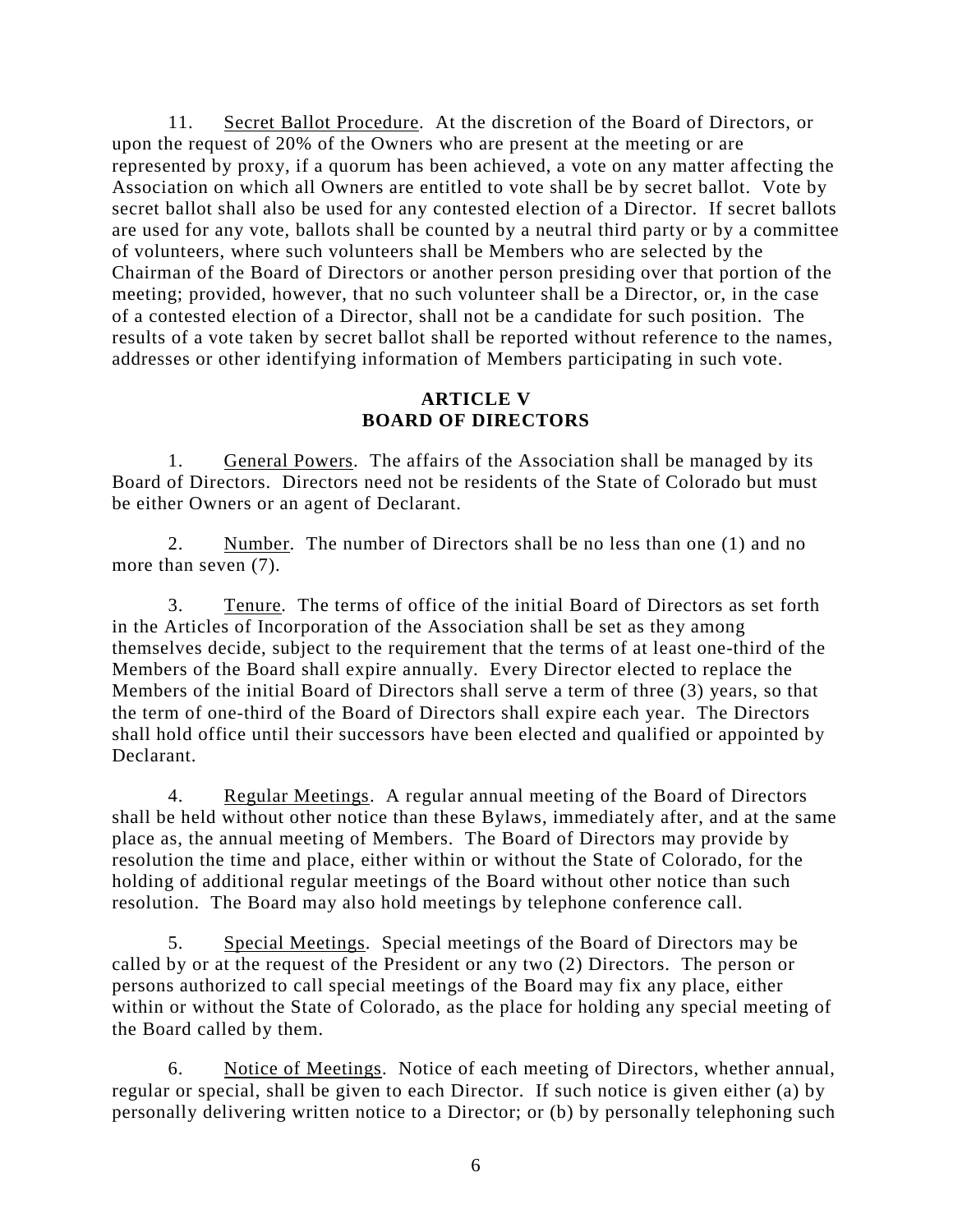11. Secret Ballot Procedure. At the discretion of the Board of Directors, or upon the request of 20% of the Owners who are present at the meeting or are represented by proxy, if a quorum has been achieved, a vote on any matter affecting the Association on which all Owners are entitled to vote shall be by secret ballot. Vote by secret ballot shall also be used for any contested election of a Director. If secret ballots are used for any vote, ballots shall be counted by a neutral third party or by a committee of volunteers, where such volunteers shall be Members who are selected by the Chairman of the Board of Directors or another person presiding over that portion of the meeting; provided, however, that no such volunteer shall be a Director, or, in the case of a contested election of a Director, shall not be a candidate for such position. The results of a vote taken by secret ballot shall be reported without reference to the names, addresses or other identifying information of Members participating in such vote.

## ARTICLE V
## BOARD OF DIRECTORS

1. General Powers. The affairs of the Association shall be managed by its Board of Directors. Directors need not be residents of the State of Colorado but must be either Owners or an agent of Declarant.

2. Number. The number of Directors shall be no less than one (1) and no more than seven (7).

3. Tenure. The terms of office of the initial Board of Directors as set forth in the Articles of Incorporation of the Association shall be set as they among themselves decide, subject to the requirement that the terms of at least one-third of the Members of the Board shall expire annually. Every Director elected to replace the Members of the initial Board of Directors shall serve a term of three (3) years, so that the term of one-third of the Board of Directors shall expire each year. The Directors shall hold office until their successors have been elected and qualified or appointed by Declarant.

4. Regular Meetings. A regular annual meeting of the Board of Directors shall be held without other notice than these Bylaws, immediately after, and at the same place as, the annual meeting of Members. The Board of Directors may provide by resolution the time and place, either within or without the State of Colorado, for the holding of additional regular meetings of the Board without other notice than such resolution. The Board may also hold meetings by telephone conference call.

5. Special Meetings. Special meetings of the Board of Directors may be called by or at the request of the President or any two (2) Directors. The person or persons authorized to call special meetings of the Board may fix any place, either within or without the State of Colorado, as the place for holding any special meeting of the Board called by them.

6. Notice of Meetings. Notice of each meeting of Directors, whether annual, regular or special, shall be given to each Director. If such notice is given either (a) by personally delivering written notice to a Director; or (b) by personally telephoning such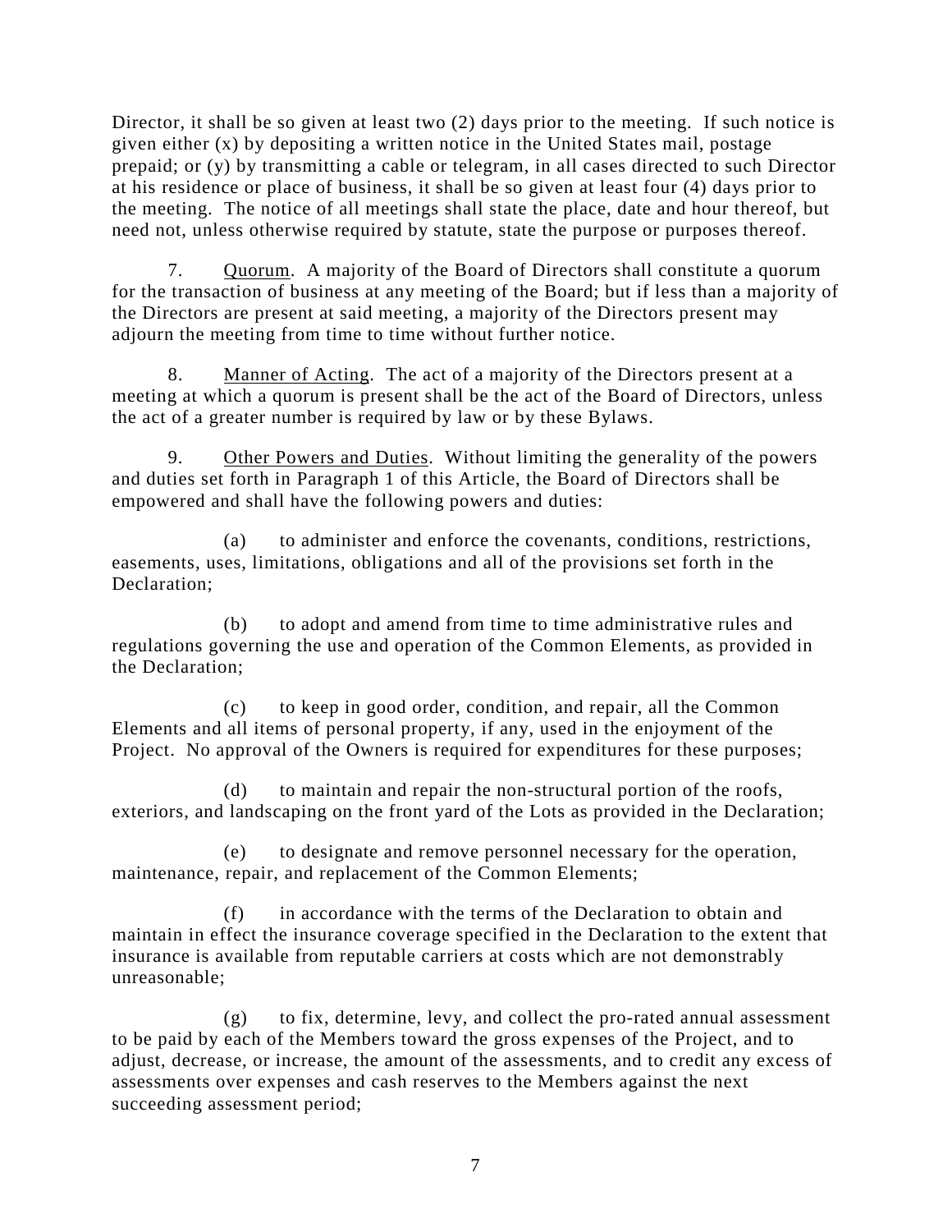Director, it shall be so given at least two (2) days prior to the meeting. If such notice is given either (x) by depositing a written notice in the United States mail, postage prepaid; or (y) by transmitting a cable or telegram, in all cases directed to such Director at his residence or place of business, it shall be so given at least four (4) days prior to the meeting. The notice of all meetings shall state the place, date and hour thereof, but need not, unless otherwise required by statute, state the purpose or purposes thereof.

7. Quorum. A majority of the Board of Directors shall constitute a quorum for the transaction of business at any meeting of the Board; but if less than a majority of the Directors are present at said meeting, a majority of the Directors present may adjourn the meeting from time to time without further notice.

8. Manner of Acting. The act of a majority of the Directors present at a meeting at which a quorum is present shall be the act of the Board of Directors, unless the act of a greater number is required by law or by these Bylaws.

9. Other Powers and Duties. Without limiting the generality of the powers and duties set forth in Paragraph 1 of this Article, the Board of Directors shall be empowered and shall have the following powers and duties:

(a) to administer and enforce the covenants, conditions, restrictions, easements, uses, limitations, obligations and all of the provisions set forth in the Declaration;

(b) to adopt and amend from time to time administrative rules and regulations governing the use and operation of the Common Elements, as provided in the Declaration;

(c) to keep in good order, condition, and repair, all the Common Elements and all items of personal property, if any, used in the enjoyment of the Project. No approval of the Owners is required for expenditures for these purposes;

(d) to maintain and repair the non-structural portion of the roofs, exteriors, and landscaping on the front yard of the Lots as provided in the Declaration;

(e) to designate and remove personnel necessary for the operation, maintenance, repair, and replacement of the Common Elements;

(f) in accordance with the terms of the Declaration to obtain and maintain in effect the insurance coverage specified in the Declaration to the extent that insurance is available from reputable carriers at costs which are not demonstrably unreasonable;

(g) to fix, determine, levy, and collect the pro-rated annual assessment to be paid by each of the Members toward the gross expenses of the Project, and to adjust, decrease, or increase, the amount of the assessments, and to credit any excess of assessments over expenses and cash reserves to the Members against the next succeeding assessment period;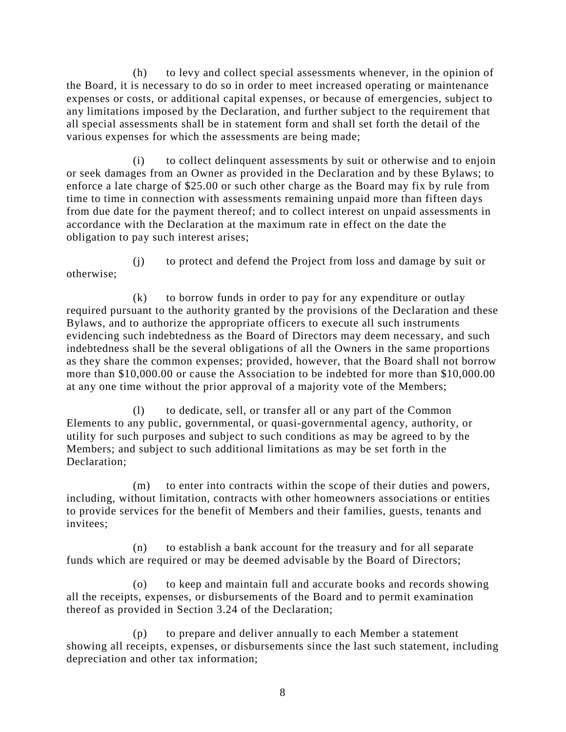(h) to levy and collect special assessments whenever, in the opinion of the Board, it is necessary to do so in order to meet increased operating or maintenance expenses or costs, or additional capital expenses, or because of emergencies, subject to any limitations imposed by the Declaration, and further subject to the requirement that all special assessments shall be in statement form and shall set forth the detail of the various expenses for which the assessments are being made;

(i) to collect delinquent assessments by suit or otherwise and to enjoin or seek damages from an Owner as provided in the Declaration and by these Bylaws; to enforce a late charge of $25.00 or such other charge as the Board may fix by rule from time to time in connection with assessments remaining unpaid more than fifteen days from due date for the payment thereof; and to collect interest on unpaid assessments in accordance with the Declaration at the maximum rate in effect on the date the obligation to pay such interest arises;

(j) to protect and defend the Project from loss and damage by suit or otherwise;

(k) to borrow funds in order to pay for any expenditure or outlay required pursuant to the authority granted by the provisions of the Declaration and these Bylaws, and to authorize the appropriate officers to execute all such instruments evidencing such indebtedness as the Board of Directors may deem necessary, and such indebtedness shall be the several obligations of all the Owners in the same proportions as they share the common expenses; provided, however, that the Board shall not borrow more than $10,000.00 or cause the Association to be indebted for more than $10,000.00 at any one time without the prior approval of a majority vote of the Members;

(l) to dedicate, sell, or transfer all or any part of the Common Elements to any public, governmental, or quasi-governmental agency, authority, or utility for such purposes and subject to such conditions as may be agreed to by the Members; and subject to such additional limitations as may be set forth in the Declaration;

(m) to enter into contracts within the scope of their duties and powers, including, without limitation, contracts with other homeowners associations or entities to provide services for the benefit of Members and their families, guests, tenants and invitees;

(n) to establish a bank account for the treasury and for all separate funds which are required or may be deemed advisable by the Board of Directors;

(o) to keep and maintain full and accurate books and records showing all the receipts, expenses, or disbursements of the Board and to permit examination thereof as provided in Section 3.24 of the Declaration;

(p) to prepare and deliver annually to each Member a statement showing all receipts, expenses, or disbursements since the last such statement, including depreciation and other tax information;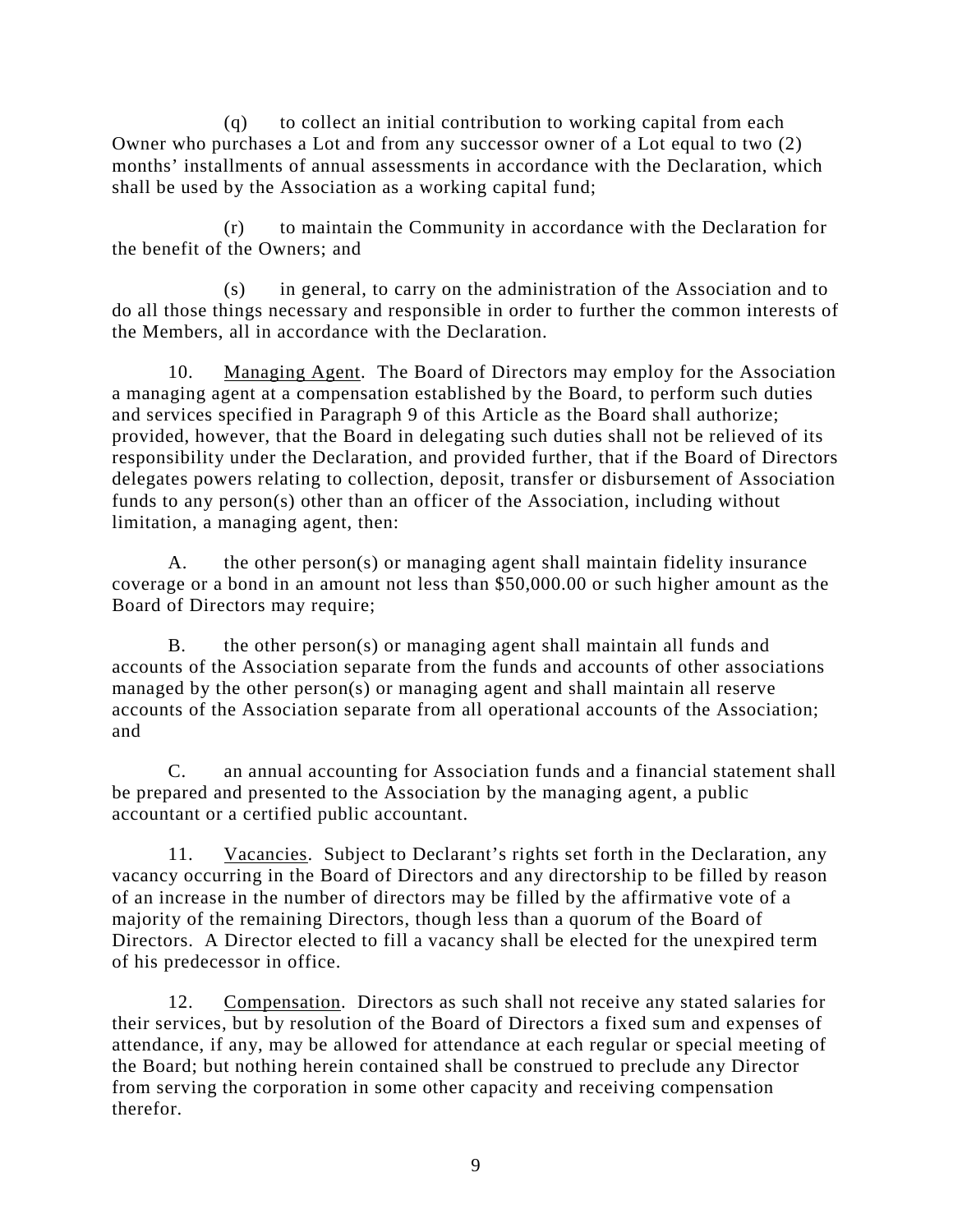(q) to collect an initial contribution to working capital from each Owner who purchases a Lot and from any successor owner of a Lot equal to two (2) months' installments of annual assessments in accordance with the Declaration, which shall be used by the Association as a working capital fund;

(r) to maintain the Community in accordance with the Declaration for the benefit of the Owners; and

(s) in general, to carry on the administration of the Association and to do all those things necessary and responsible in order to further the common interests of the Members, all in accordance with the Declaration.

10. Managing Agent. The Board of Directors may employ for the Association a managing agent at a compensation established by the Board, to perform such duties and services specified in Paragraph 9 of this Article as the Board shall authorize; provided, however, that the Board in delegating such duties shall not be relieved of its responsibility under the Declaration, and provided further, that if the Board of Directors delegates powers relating to collection, deposit, transfer or disbursement of Association funds to any person(s) other than an officer of the Association, including without limitation, a managing agent, then:

A. the other person(s) or managing agent shall maintain fidelity insurance coverage or a bond in an amount not less than $50,000.00 or such higher amount as the Board of Directors may require;

B. the other person(s) or managing agent shall maintain all funds and accounts of the Association separate from the funds and accounts of other associations managed by the other person(s) or managing agent and shall maintain all reserve accounts of the Association separate from all operational accounts of the Association; and

C. an annual accounting for Association funds and a financial statement shall be prepared and presented to the Association by the managing agent, a public accountant or a certified public accountant.

11. Vacancies. Subject to Declarant's rights set forth in the Declaration, any vacancy occurring in the Board of Directors and any directorship to be filled by reason of an increase in the number of directors may be filled by the affirmative vote of a majority of the remaining Directors, though less than a quorum of the Board of Directors. A Director elected to fill a vacancy shall be elected for the unexpired term of his predecessor in office.

12. Compensation. Directors as such shall not receive any stated salaries for their services, but by resolution of the Board of Directors a fixed sum and expenses of attendance, if any, may be allowed for attendance at each regular or special meeting of the Board; but nothing herein contained shall be construed to preclude any Director from serving the corporation in some other capacity and receiving compensation therefor.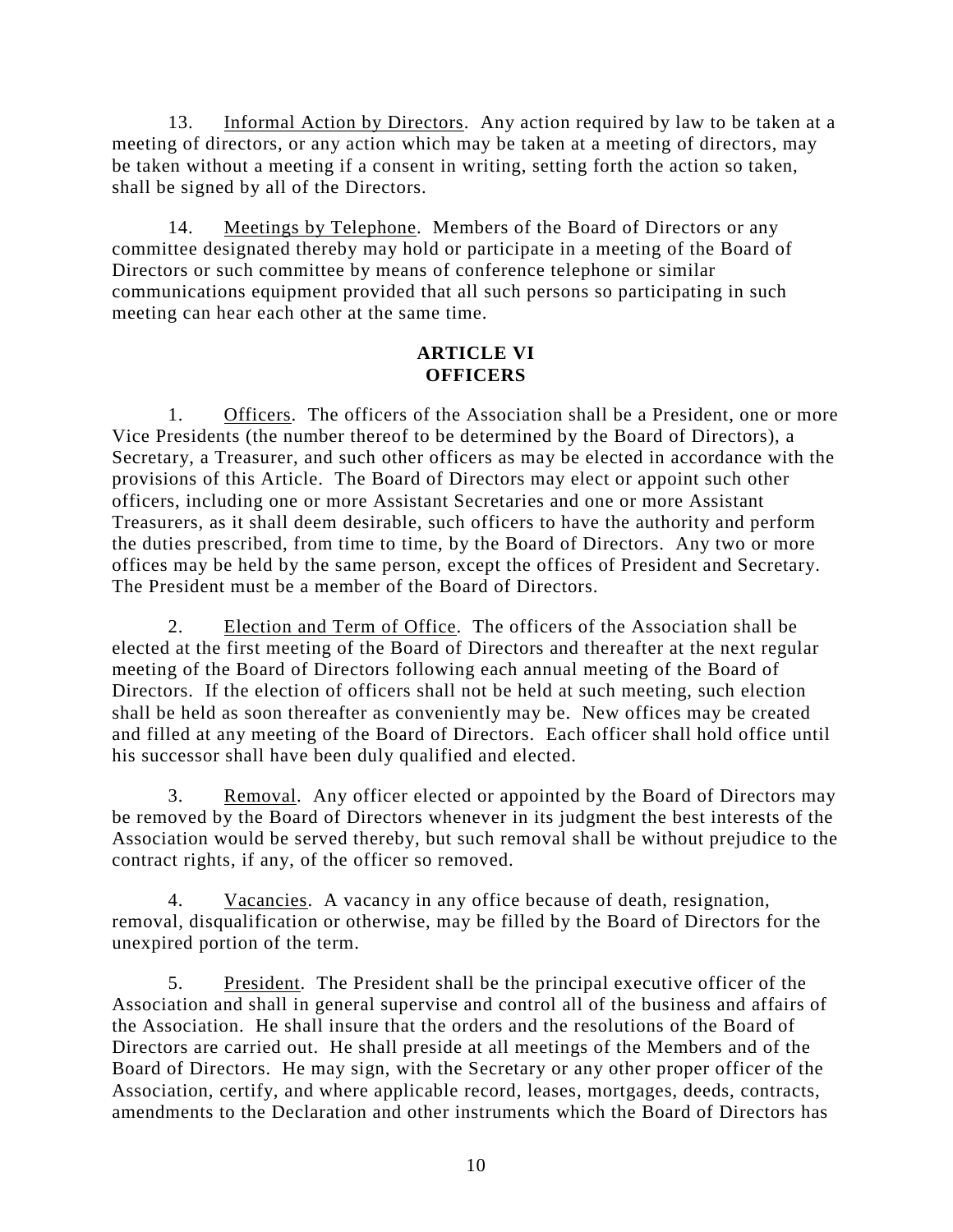13. Informal Action by Directors. Any action required by law to be taken at a meeting of directors, or any action which may be taken at a meeting of directors, may be taken without a meeting if a consent in writing, setting forth the action so taken, shall be signed by all of the Directors.

14. Meetings by Telephone. Members of the Board of Directors or any committee designated thereby may hold or participate in a meeting of the Board of Directors or such committee by means of conference telephone or similar communications equipment provided that all such persons so participating in such meeting can hear each other at the same time.

## ARTICLE VI
## OFFICERS

1. Officers. The officers of the Association shall be a President, one or more Vice Presidents (the number thereof to be determined by the Board of Directors), a Secretary, a Treasurer, and such other officers as may be elected in accordance with the provisions of this Article. The Board of Directors may elect or appoint such other officers, including one or more Assistant Secretaries and one or more Assistant Treasurers, as it shall deem desirable, such officers to have the authority and perform the duties prescribed, from time to time, by the Board of Directors. Any two or more offices may be held by the same person, except the offices of President and Secretary. The President must be a member of the Board of Directors.

2. Election and Term of Office. The officers of the Association shall be elected at the first meeting of the Board of Directors and thereafter at the next regular meeting of the Board of Directors following each annual meeting of the Board of Directors. If the election of officers shall not be held at such meeting, such election shall be held as soon thereafter as conveniently may be. New offices may be created and filled at any meeting of the Board of Directors. Each officer shall hold office until his successor shall have been duly qualified and elected.

3. Removal. Any officer elected or appointed by the Board of Directors may be removed by the Board of Directors whenever in its judgment the best interests of the Association would be served thereby, but such removal shall be without prejudice to the contract rights, if any, of the officer so removed.

4. Vacancies. A vacancy in any office because of death, resignation, removal, disqualification or otherwise, may be filled by the Board of Directors for the unexpired portion of the term.

5. President. The President shall be the principal executive officer of the Association and shall in general supervise and control all of the business and affairs of the Association. He shall insure that the orders and the resolutions of the Board of Directors are carried out. He shall preside at all meetings of the Members and of the Board of Directors. He may sign, with the Secretary or any other proper officer of the Association, certify, and where applicable record, leases, mortgages, deeds, contracts, amendments to the Declaration and other instruments which the Board of Directors has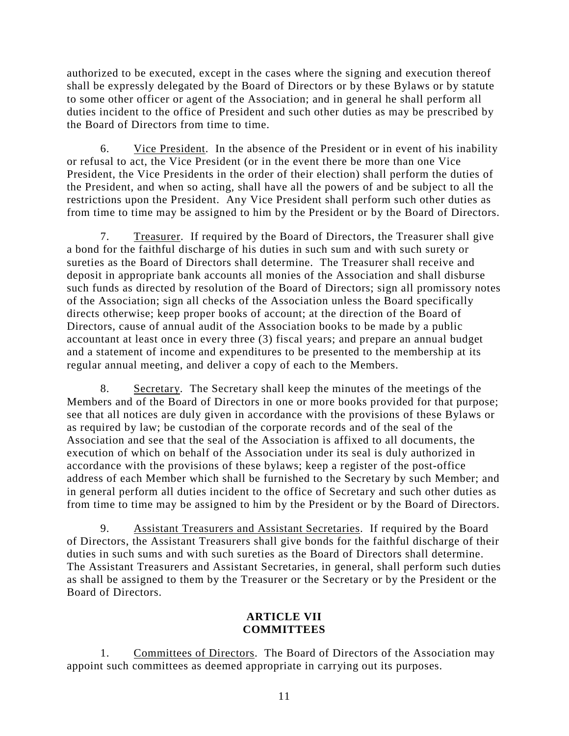authorized to be executed, except in the cases where the signing and execution thereof shall be expressly delegated by the Board of Directors or by these Bylaws or by statute to some other officer or agent of the Association; and in general he shall perform all duties incident to the office of President and such other duties as may be prescribed by the Board of Directors from time to time.

6. Vice President. In the absence of the President or in event of his inability or refusal to act, the Vice President (or in the event there be more than one Vice President, the Vice Presidents in the order of their election) shall perform the duties of the President, and when so acting, shall have all the powers of and be subject to all the restrictions upon the President. Any Vice President shall perform such other duties as from time to time may be assigned to him by the President or by the Board of Directors.

7. Treasurer. If required by the Board of Directors, the Treasurer shall give a bond for the faithful discharge of his duties in such sum and with such surety or sureties as the Board of Directors shall determine. The Treasurer shall receive and deposit in appropriate bank accounts all monies of the Association and shall disburse such funds as directed by resolution of the Board of Directors; sign all promissory notes of the Association; sign all checks of the Association unless the Board specifically directs otherwise; keep proper books of account; at the direction of the Board of Directors, cause of annual audit of the Association books to be made by a public accountant at least once in every three (3) fiscal years; and prepare an annual budget and a statement of income and expenditures to be presented to the membership at its regular annual meeting, and deliver a copy of each to the Members.

8. Secretary. The Secretary shall keep the minutes of the meetings of the Members and of the Board of Directors in one or more books provided for that purpose; see that all notices are duly given in accordance with the provisions of these Bylaws or as required by law; be custodian of the corporate records and of the seal of the Association and see that the seal of the Association is affixed to all documents, the execution of which on behalf of the Association under its seal is duly authorized in accordance with the provisions of these bylaws; keep a register of the post-office address of each Member which shall be furnished to the Secretary by such Member; and in general perform all duties incident to the office of Secretary and such other duties as from time to time may be assigned to him by the President or by the Board of Directors.

9. Assistant Treasurers and Assistant Secretaries. If required by the Board of Directors, the Assistant Treasurers shall give bonds for the faithful discharge of their duties in such sums and with such sureties as the Board of Directors shall determine. The Assistant Treasurers and Assistant Secretaries, in general, shall perform such duties as shall be assigned to them by the Treasurer or the Secretary or by the President or the Board of Directors.

## ARTICLE VII
## COMMITTEES

1. Committees of Directors. The Board of Directors of the Association may appoint such committees as deemed appropriate in carrying out its purposes.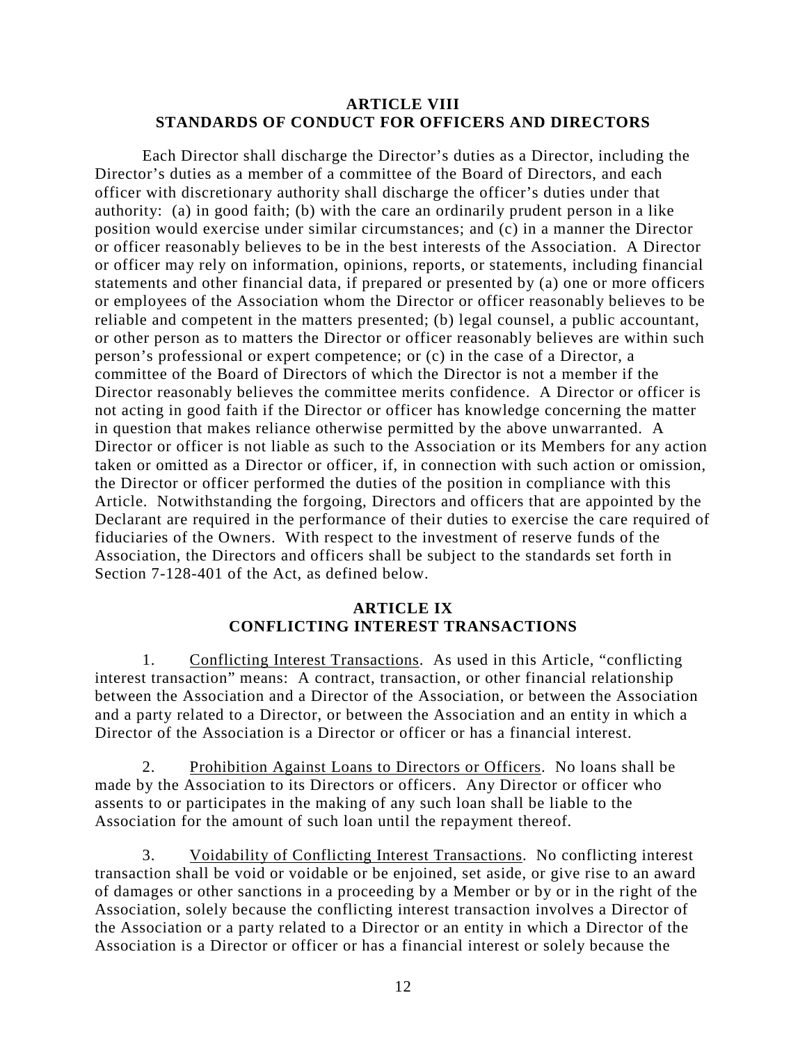## ARTICLE VIII
## STANDARDS OF CONDUCT FOR OFFICERS AND DIRECTORS

Each Director shall discharge the Director's duties as a Director, including the Director's duties as a member of a committee of the Board of Directors, and each officer with discretionary authority shall discharge the officer's duties under that authority: (a) in good faith; (b) with the care an ordinarily prudent person in a like position would exercise under similar circumstances; and (c) in a manner the Director or officer reasonably believes to be in the best interests of the Association. A Director or officer may rely on information, opinions, reports, or statements, including financial statements and other financial data, if prepared or presented by (a) one or more officers or employees of the Association whom the Director or officer reasonably believes to be reliable and competent in the matters presented; (b) legal counsel, a public accountant, or other person as to matters the Director or officer reasonably believes are within such person's professional or expert competence; or (c) in the case of a Director, a committee of the Board of Directors of which the Director is not a member if the Director reasonably believes the committee merits confidence. A Director or officer is not acting in good faith if the Director or officer has knowledge concerning the matter in question that makes reliance otherwise permitted by the above unwarranted. A Director or officer is not liable as such to the Association or its Members for any action taken or omitted as a Director or officer, if, in connection with such action or omission, the Director or officer performed the duties of the position in compliance with this Article. Notwithstanding the forgoing, Directors and officers that are appointed by the Declarant are required in the performance of their duties to exercise the care required of fiduciaries of the Owners. With respect to the investment of reserve funds of the Association, the Directors and officers shall be subject to the standards set forth in Section 7-128-401 of the Act, as defined below.

## ARTICLE IX
## CONFLICTING INTEREST TRANSACTIONS

1. Conflicting Interest Transactions. As used in this Article, "conflicting interest transaction" means: A contract, transaction, or other financial relationship between the Association and a Director of the Association, or between the Association and a party related to a Director, or between the Association and an entity in which a Director of the Association is a Director or officer or has a financial interest.

2. Prohibition Against Loans to Directors or Officers. No loans shall be made by the Association to its Directors or officers. Any Director or officer who assents to or participates in the making of any such loan shall be liable to the Association for the amount of such loan until the repayment thereof.

3. Voidability of Conflicting Interest Transactions. No conflicting interest transaction shall be void or voidable or be enjoined, set aside, or give rise to an award of damages or other sanctions in a proceeding by a Member or by or in the right of the Association, solely because the conflicting interest transaction involves a Director of the Association or a party related to a Director or an entity in which a Director of the Association is a Director or officer or has a financial interest or solely because the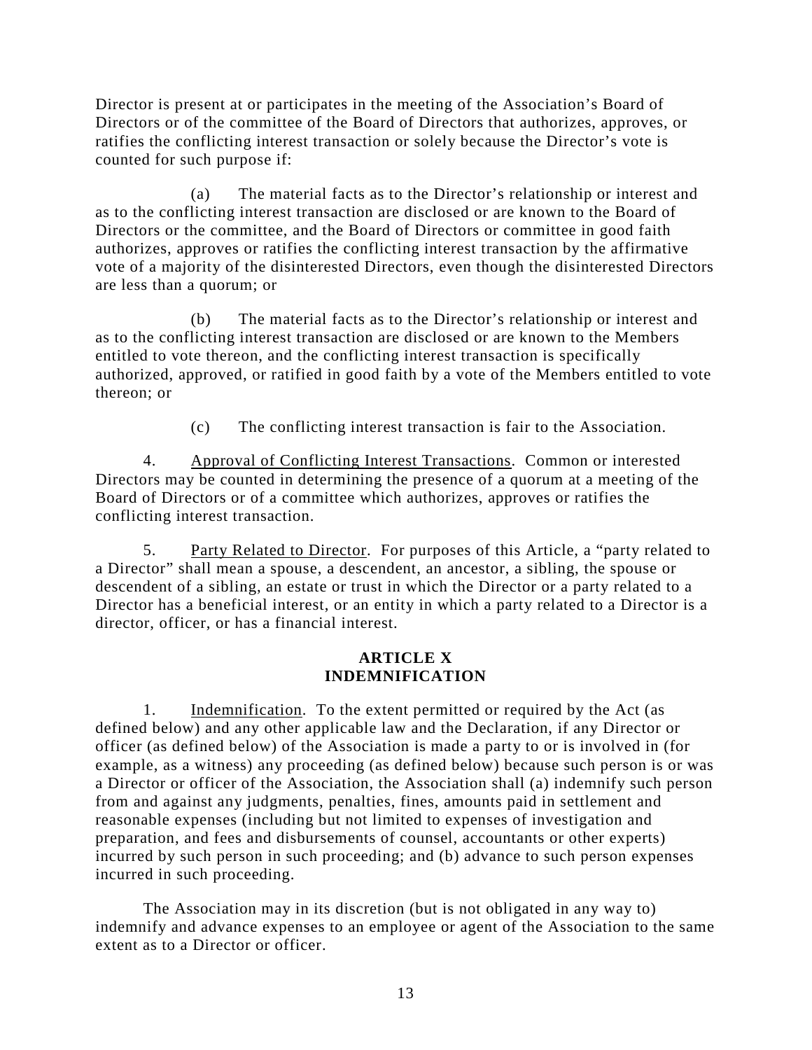Director is present at or participates in the meeting of the Association's Board of Directors or of the committee of the Board of Directors that authorizes, approves, or ratifies the conflicting interest transaction or solely because the Director's vote is counted for such purpose if:

(a) The material facts as to the Director's relationship or interest and as to the conflicting interest transaction are disclosed or are known to the Board of Directors or the committee, and the Board of Directors or committee in good faith authorizes, approves or ratifies the conflicting interest transaction by the affirmative vote of a majority of the disinterested Directors, even though the disinterested Directors are less than a quorum; or

(b) The material facts as to the Director's relationship or interest and as to the conflicting interest transaction are disclosed or are known to the Members entitled to vote thereon, and the conflicting interest transaction is specifically authorized, approved, or ratified in good faith by a vote of the Members entitled to vote thereon; or

(c) The conflicting interest transaction is fair to the Association.

4. Approval of Conflicting Interest Transactions. Common or interested Directors may be counted in determining the presence of a quorum at a meeting of the Board of Directors or of a committee which authorizes, approves or ratifies the conflicting interest transaction.

5. Party Related to Director. For purposes of this Article, a "party related to a Director" shall mean a spouse, a descendent, an ancestor, a sibling, the spouse or descendent of a sibling, an estate or trust in which the Director or a party related to a Director has a beneficial interest, or an entity in which a party related to a Director is a director, officer, or has a financial interest.

## ARTICLE X
## INDEMNIFICATION

1. Indemnification. To the extent permitted or required by the Act (as defined below) and any other applicable law and the Declaration, if any Director or officer (as defined below) of the Association is made a party to or is involved in (for example, as a witness) any proceeding (as defined below) because such person is or was a Director or officer of the Association, the Association shall (a) indemnify such person from and against any judgments, penalties, fines, amounts paid in settlement and reasonable expenses (including but not limited to expenses of investigation and preparation, and fees and disbursements of counsel, accountants or other experts) incurred by such person in such proceeding; and (b) advance to such person expenses incurred in such proceeding.

The Association may in its discretion (but is not obligated in any way to) indemnify and advance expenses to an employee or agent of the Association to the same extent as to a Director or officer.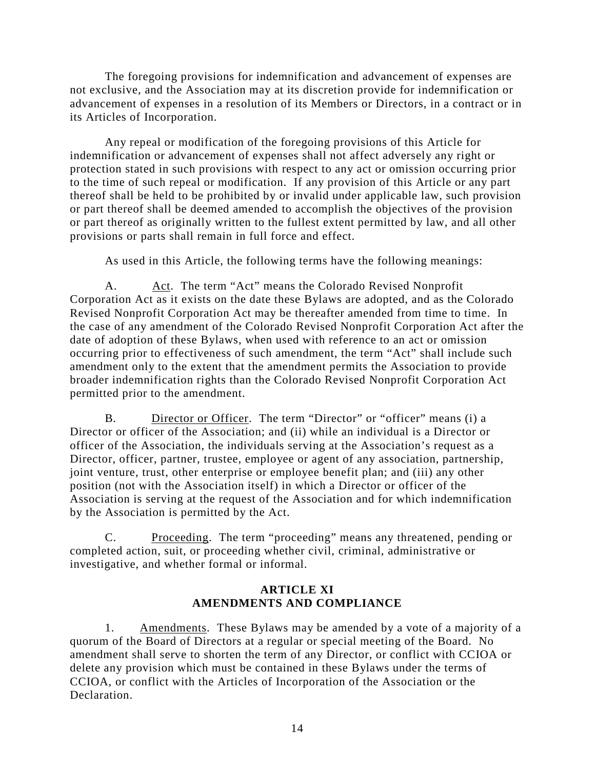The foregoing provisions for indemnification and advancement of expenses are not exclusive, and the Association may at its discretion provide for indemnification or advancement of expenses in a resolution of its Members or Directors, in a contract or in its Articles of Incorporation.

Any repeal or modification of the foregoing provisions of this Article for indemnification or advancement of expenses shall not affect adversely any right or protection stated in such provisions with respect to any act or omission occurring prior to the time of such repeal or modification. If any provision of this Article or any part thereof shall be held to be prohibited by or invalid under applicable law, such provision or part thereof shall be deemed amended to accomplish the objectives of the provision or part thereof as originally written to the fullest extent permitted by law, and all other provisions or parts shall remain in full force and effect.

As used in this Article, the following terms have the following meanings:

A. Act. The term "Act" means the Colorado Revised Nonprofit Corporation Act as it exists on the date these Bylaws are adopted, and as the Colorado Revised Nonprofit Corporation Act may be thereafter amended from time to time. In the case of any amendment of the Colorado Revised Nonprofit Corporation Act after the date of adoption of these Bylaws, when used with reference to an act or omission occurring prior to effectiveness of such amendment, the term "Act" shall include such amendment only to the extent that the amendment permits the Association to provide broader indemnification rights than the Colorado Revised Nonprofit Corporation Act permitted prior to the amendment.

B. Director or Officer. The term "Director" or "officer" means (i) a Director or officer of the Association; and (ii) while an individual is a Director or officer of the Association, the individuals serving at the Association's request as a Director, officer, partner, trustee, employee or agent of any association, partnership, joint venture, trust, other enterprise or employee benefit plan; and (iii) any other position (not with the Association itself) in which a Director or officer of the Association is serving at the request of the Association and for which indemnification by the Association is permitted by the Act.

C. Proceeding. The term "proceeding" means any threatened, pending or completed action, suit, or proceeding whether civil, criminal, administrative or investigative, and whether formal or informal.

## ARTICLE XI
## AMENDMENTS AND COMPLIANCE

1. Amendments. These Bylaws may be amended by a vote of a majority of a quorum of the Board of Directors at a regular or special meeting of the Board. No amendment shall serve to shorten the term of any Director, or conflict with CCIOA or delete any provision which must be contained in these Bylaws under the terms of CCIOA, or conflict with the Articles of Incorporation of the Association or the Declaration.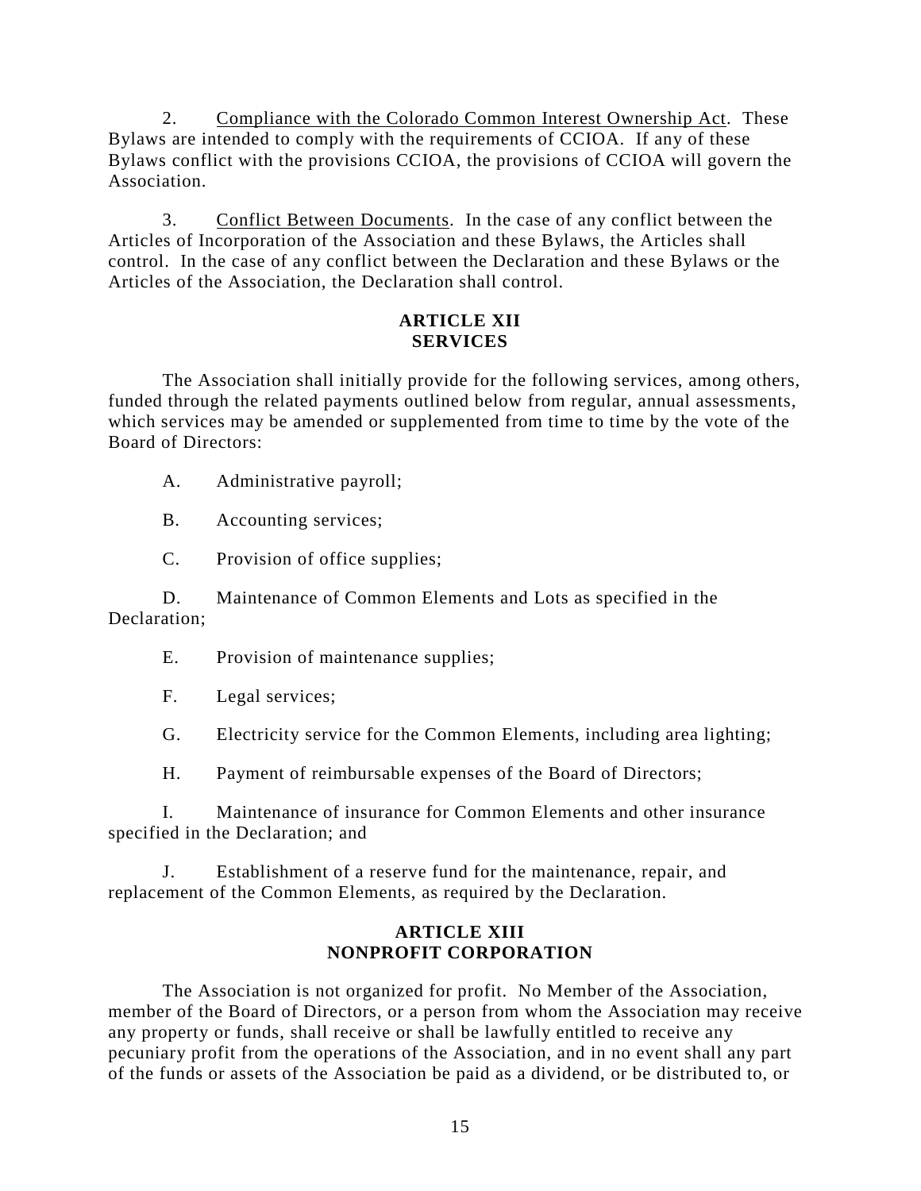2. Compliance with the Colorado Common Interest Ownership Act. These Bylaws are intended to comply with the requirements of CCIOA. If any of these Bylaws conflict with the provisions CCIOA, the provisions of CCIOA will govern the Association.

3. Conflict Between Documents. In the case of any conflict between the Articles of Incorporation of the Association and these Bylaws, the Articles shall control. In the case of any conflict between the Declaration and these Bylaws or the Articles of the Association, the Declaration shall control.

## ARTICLE XII
## SERVICES

The Association shall initially provide for the following services, among others, funded through the related payments outlined below from regular, annual assessments, which services may be amended or supplemented from time to time by the vote of the Board of Directors:

A. Administrative payroll;

B. Accounting services;

C. Provision of office supplies;

D. Maintenance of Common Elements and Lots as specified in the Declaration;

E. Provision of maintenance supplies;

F. Legal services;

G. Electricity service for the Common Elements, including area lighting;

H. Payment of reimbursable expenses of the Board of Directors;

I. Maintenance of insurance for Common Elements and other insurance specified in the Declaration; and

J. Establishment of a reserve fund for the maintenance, repair, and replacement of the Common Elements, as required by the Declaration.

## ARTICLE XIII
## NONPROFIT CORPORATION

The Association is not organized for profit. No Member of the Association, member of the Board of Directors, or a person from whom the Association may receive any property or funds, shall receive or shall be lawfully entitled to receive any pecuniary profit from the operations of the Association, and in no event shall any part of the funds or assets of the Association be paid as a dividend, or be distributed to, or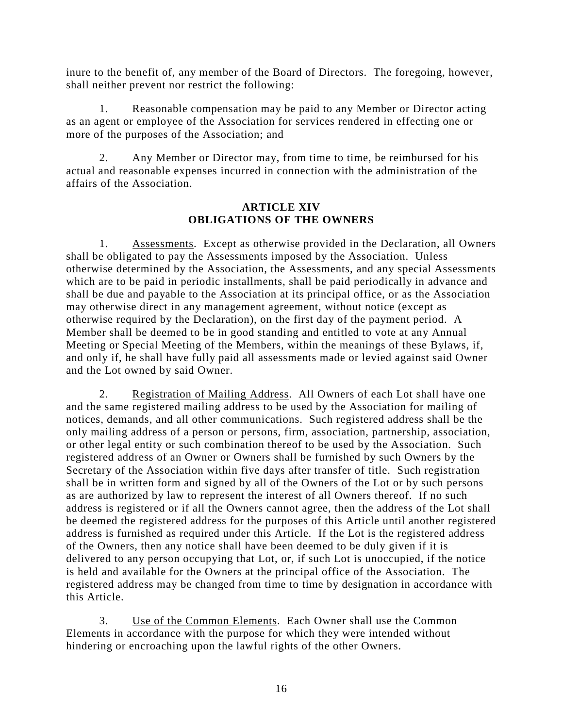inure to the benefit of, any member of the Board of Directors. The foregoing, however, shall neither prevent nor restrict the following:

1. Reasonable compensation may be paid to any Member or Director acting as an agent or employee of the Association for services rendered in effecting one or more of the purposes of the Association; and

2. Any Member or Director may, from time to time, be reimbursed for his actual and reasonable expenses incurred in connection with the administration of the affairs of the Association.

## ARTICLE XIV
## OBLIGATIONS OF THE OWNERS

1. Assessments. Except as otherwise provided in the Declaration, all Owners shall be obligated to pay the Assessments imposed by the Association. Unless otherwise determined by the Association, the Assessments, and any special Assessments which are to be paid in periodic installments, shall be paid periodically in advance and shall be due and payable to the Association at its principal office, or as the Association may otherwise direct in any management agreement, without notice (except as otherwise required by the Declaration), on the first day of the payment period. A Member shall be deemed to be in good standing and entitled to vote at any Annual Meeting or Special Meeting of the Members, within the meanings of these Bylaws, if, and only if, he shall have fully paid all assessments made or levied against said Owner and the Lot owned by said Owner.

2. Registration of Mailing Address. All Owners of each Lot shall have one and the same registered mailing address to be used by the Association for mailing of notices, demands, and all other communications. Such registered address shall be the only mailing address of a person or persons, firm, association, partnership, association, or other legal entity or such combination thereof to be used by the Association. Such registered address of an Owner or Owners shall be furnished by such Owners by the Secretary of the Association within five days after transfer of title. Such registration shall be in written form and signed by all of the Owners of the Lot or by such persons as are authorized by law to represent the interest of all Owners thereof. If no such address is registered or if all the Owners cannot agree, then the address of the Lot shall be deemed the registered address for the purposes of this Article until another registered address is furnished as required under this Article. If the Lot is the registered address of the Owners, then any notice shall have been deemed to be duly given if it is delivered to any person occupying that Lot, or, if such Lot is unoccupied, if the notice is held and available for the Owners at the principal office of the Association. The registered address may be changed from time to time by designation in accordance with this Article.

3. Use of the Common Elements. Each Owner shall use the Common Elements in accordance with the purpose for which they were intended without hindering or encroaching upon the lawful rights of the other Owners.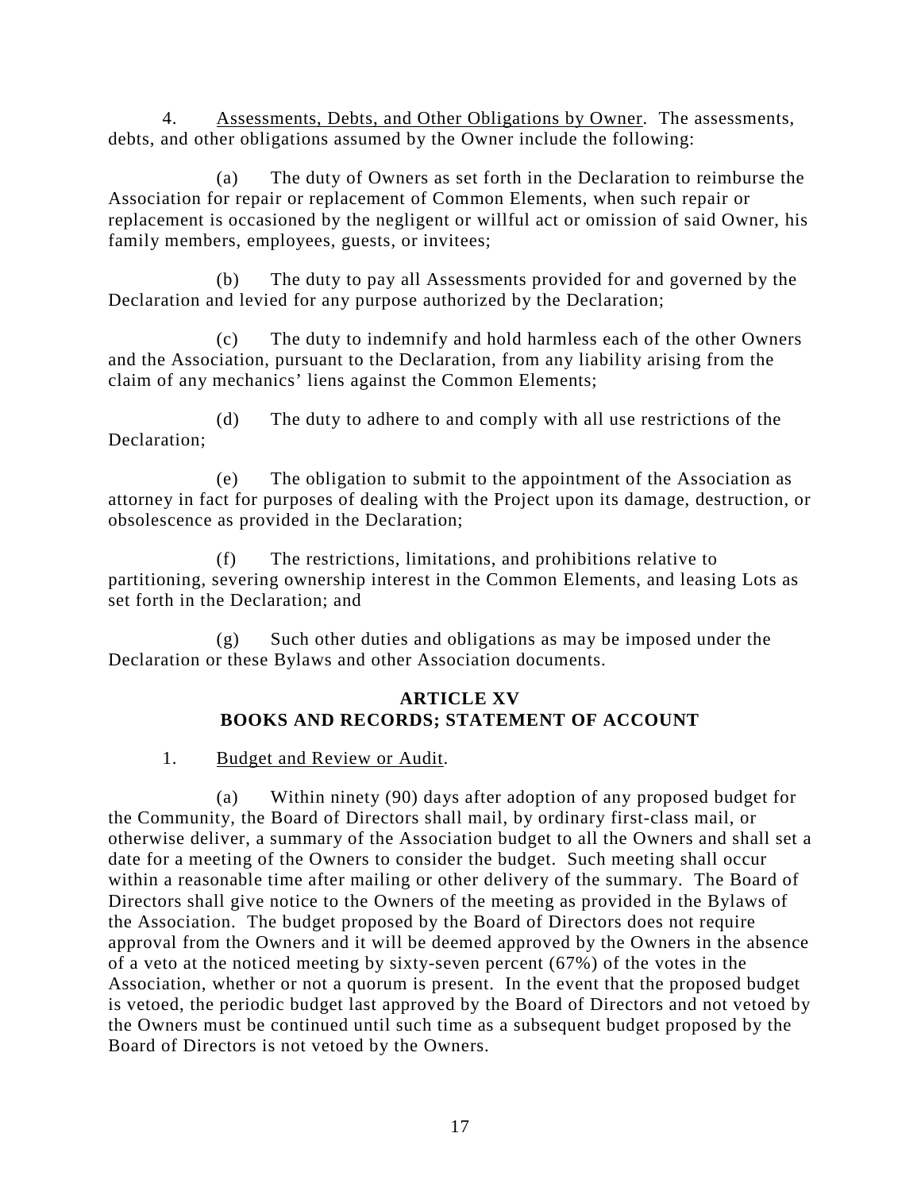4. Assessments, Debts, and Other Obligations by Owner. The assessments, debts, and other obligations assumed by the Owner include the following:

(a) The duty of Owners as set forth in the Declaration to reimburse the Association for repair or replacement of Common Elements, when such repair or replacement is occasioned by the negligent or willful act or omission of said Owner, his family members, employees, guests, or invitees;

(b) The duty to pay all Assessments provided for and governed by the Declaration and levied for any purpose authorized by the Declaration;

(c) The duty to indemnify and hold harmless each of the other Owners and the Association, pursuant to the Declaration, from any liability arising from the claim of any mechanics' liens against the Common Elements;

(d) The duty to adhere to and comply with all use restrictions of the Declaration;

(e) The obligation to submit to the appointment of the Association as attorney in fact for purposes of dealing with the Project upon its damage, destruction, or obsolescence as provided in the Declaration;

(f) The restrictions, limitations, and prohibitions relative to partitioning, severing ownership interest in the Common Elements, and leasing Lots as set forth in the Declaration; and

(g) Such other duties and obligations as may be imposed under the Declaration or these Bylaws and other Association documents.

## ARTICLE XV
## BOOKS AND RECORDS; STATEMENT OF ACCOUNT

1. Budget and Review or Audit.

(a) Within ninety (90) days after adoption of any proposed budget for the Community, the Board of Directors shall mail, by ordinary first-class mail, or otherwise deliver, a summary of the Association budget to all the Owners and shall set a date for a meeting of the Owners to consider the budget. Such meeting shall occur within a reasonable time after mailing or other delivery of the summary. The Board of Directors shall give notice to the Owners of the meeting as provided in the Bylaws of the Association. The budget proposed by the Board of Directors does not require approval from the Owners and it will be deemed approved by the Owners in the absence of a veto at the noticed meeting by sixty-seven percent (67%) of the votes in the Association, whether or not a quorum is present. In the event that the proposed budget is vetoed, the periodic budget last approved by the Board of Directors and not vetoed by the Owners must be continued until such time as a subsequent budget proposed by the Board of Directors is not vetoed by the Owners.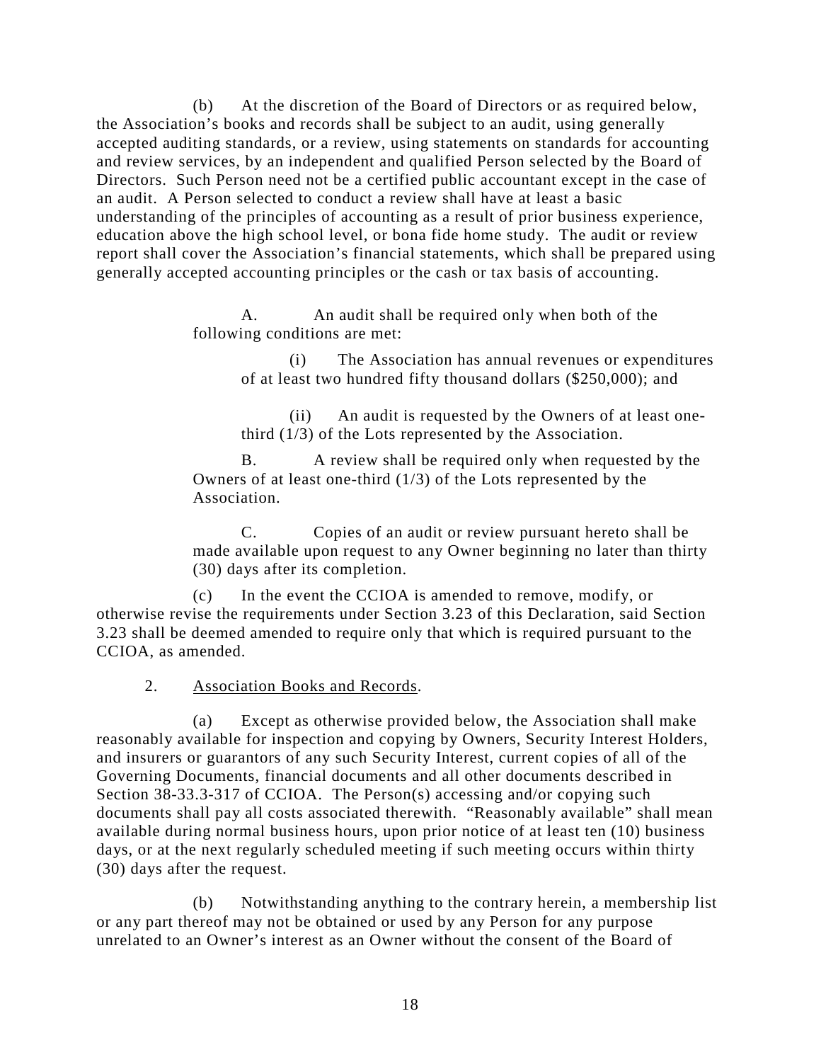(b) At the discretion of the Board of Directors or as required below, the Association's books and records shall be subject to an audit, using generally accepted auditing standards, or a review, using statements on standards for accounting and review services, by an independent and qualified Person selected by the Board of Directors. Such Person need not be a certified public accountant except in the case of an audit. A Person selected to conduct a review shall have at least a basic understanding of the principles of accounting as a result of prior business experience, education above the high school level, or bona fide home study. The audit or review report shall cover the Association's financial statements, which shall be prepared using generally accepted accounting principles or the cash or tax basis of accounting.

A. An audit shall be required only when both of the following conditions are met:

(i) The Association has annual revenues or expenditures of at least two hundred fifty thousand dollars ($250,000); and

(ii) An audit is requested by the Owners of at least one-third (1/3) of the Lots represented by the Association.

B. A review shall be required only when requested by the Owners of at least one-third (1/3) of the Lots represented by the Association.

C. Copies of an audit or review pursuant hereto shall be made available upon request to any Owner beginning no later than thirty (30) days after its completion.

(c) In the event the CCIOA is amended to remove, modify, or otherwise revise the requirements under Section 3.23 of this Declaration, said Section 3.23 shall be deemed amended to require only that which is required pursuant to the CCIOA, as amended.

2. <u>Association Books and Records</u>.

(a) Except as otherwise provided below, the Association shall make reasonably available for inspection and copying by Owners, Security Interest Holders, and insurers or guarantors of any such Security Interest, current copies of all of the Governing Documents, financial documents and all other documents described in Section 38-33.3-317 of CCIOA. The Person(s) accessing and/or copying such documents shall pay all costs associated therewith. "Reasonably available" shall mean available during normal business hours, upon prior notice of at least ten (10) business days, or at the next regularly scheduled meeting if such meeting occurs within thirty (30) days after the request.

(b) Notwithstanding anything to the contrary herein, a membership list or any part thereof may not be obtained or used by any Person for any purpose unrelated to an Owner's interest as an Owner without the consent of the Board of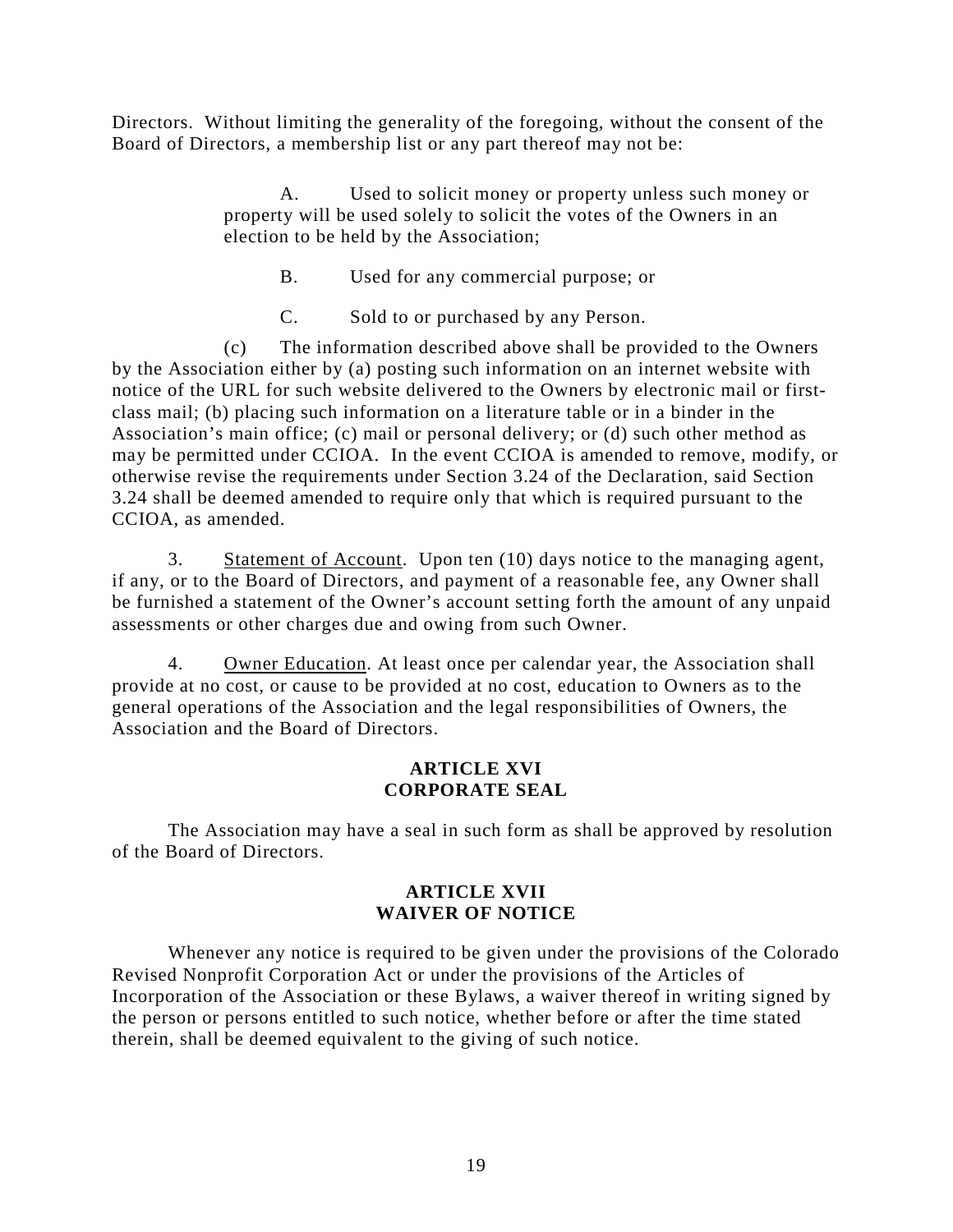Directors. Without limiting the generality of the foregoing, without the consent of the Board of Directors, a membership list or any part thereof may not be:

A. Used to solicit money or property unless such money or property will be used solely to solicit the votes of the Owners in an election to be held by the Association;

B. Used for any commercial purpose; or

C. Sold to or purchased by any Person.

(c) The information described above shall be provided to the Owners by the Association either by (a) posting such information on an internet website with notice of the URL for such website delivered to the Owners by electronic mail or first-class mail; (b) placing such information on a literature table or in a binder in the Association's main office; (c) mail or personal delivery; or (d) such other method as may be permitted under CCIOA. In the event CCIOA is amended to remove, modify, or otherwise revise the requirements under Section 3.24 of the Declaration, said Section 3.24 shall be deemed amended to require only that which is required pursuant to the CCIOA, as amended.

3. Statement of Account. Upon ten (10) days notice to the managing agent, if any, or to the Board of Directors, and payment of a reasonable fee, any Owner shall be furnished a statement of the Owner's account setting forth the amount of any unpaid assessments or other charges due and owing from such Owner.

4. Owner Education. At least once per calendar year, the Association shall provide at no cost, or cause to be provided at no cost, education to Owners as to the general operations of the Association and the legal responsibilities of Owners, the Association and the Board of Directors.

## ARTICLE XVI
## CORPORATE SEAL

The Association may have a seal in such form as shall be approved by resolution of the Board of Directors.

## ARTICLE XVII
## WAIVER OF NOTICE

Whenever any notice is required to be given under the provisions of the Colorado Revised Nonprofit Corporation Act or under the provisions of the Articles of Incorporation of the Association or these Bylaws, a waiver thereof in writing signed by the person or persons entitled to such notice, whether before or after the time stated therein, shall be deemed equivalent to the giving of such notice.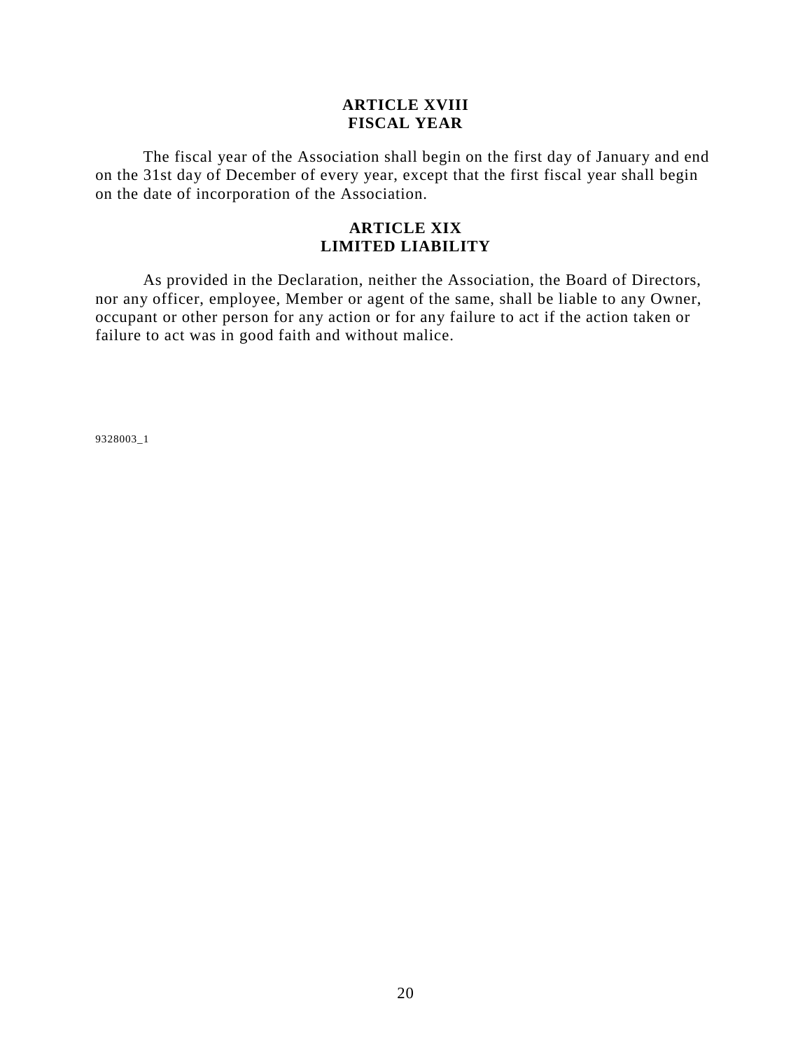## ARTICLE XVIII
## FISCAL YEAR

The fiscal year of the Association shall begin on the first day of January and end on the 31st day of December of every year, except that the first fiscal year shall begin on the date of incorporation of the Association.

## ARTICLE XIX
## LIMITED LIABILITY

As provided in the Declaration, neither the Association, the Board of Directors, nor any officer, employee, Member or agent of the same, shall be liable to any Owner, occupant or other person for any action or for any failure to act if the action taken or failure to act was in good faith and without malice.

9328003_1